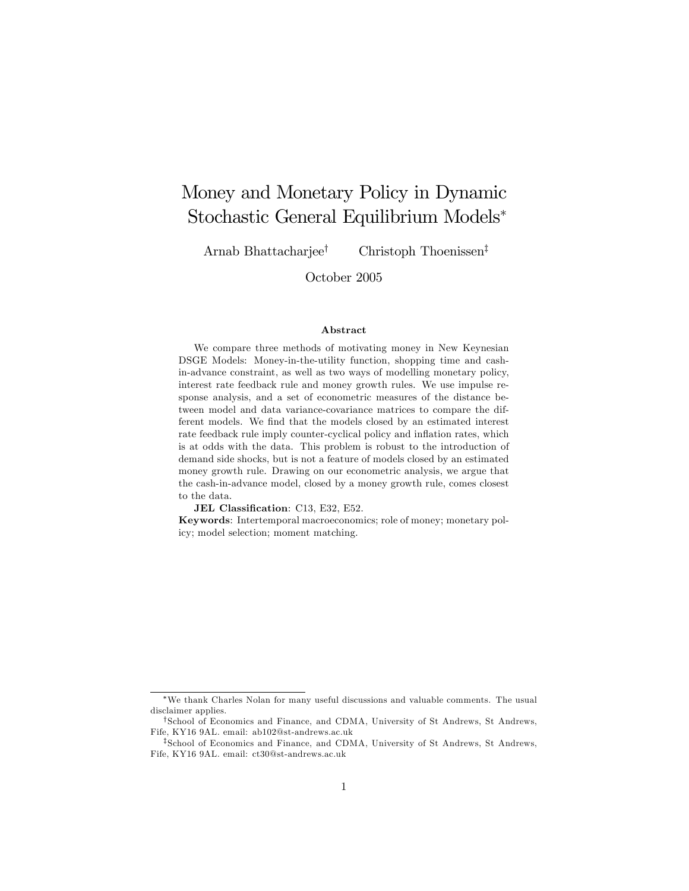# Money and Monetary Policy in Dynamic Stochastic General Equilibrium Models*

Arnab Bhattacharjee[†] Christoph Thoenissen[‡]

October 2005

### Abstract

We compare three methods of motivating money in New Keynesian DSGE Models: Money-in-the-utility function, shopping time and cash-in-advance constraint, as well as two ways of modelling monetary policy, interest rate feedback rule and money growth rules. We use impulse response analysis, and a set of econometric measures of the distance between model and data variance-covariance matrices to compare the different models. We find that the models closed by an estimated interest rate feedback rule imply counter-cyclical policy and inflation rates, which is at odds with the data. This problem is robust to the introduction of demand side shocks, but is not a feature of models closed by an estimated money growth rule. Drawing on our econometric analysis, we argue that the cash-in-advance model, closed by a money growth rule, comes closest to the data.

**JEL Classification**: C13, E32, E52.

**Keywords**: Intertemporal macroeconomics; role of money; monetary policy; model selection; moment matching.

---

*We thank Charles Nolan for many useful discussions and valuable comments. The usual disclaimer applies.

[†]School of Economics and Finance, and CDMA, University of St Andrews, St Andrews, Fife, KY16 9AL. email: ab102@st-andrews.ac.uk

[‡]School of Economics and Finance, and CDMA, University of St Andrews, St Andrews, Fife, KY16 9AL. email: ct30@st-andrews.ac.uk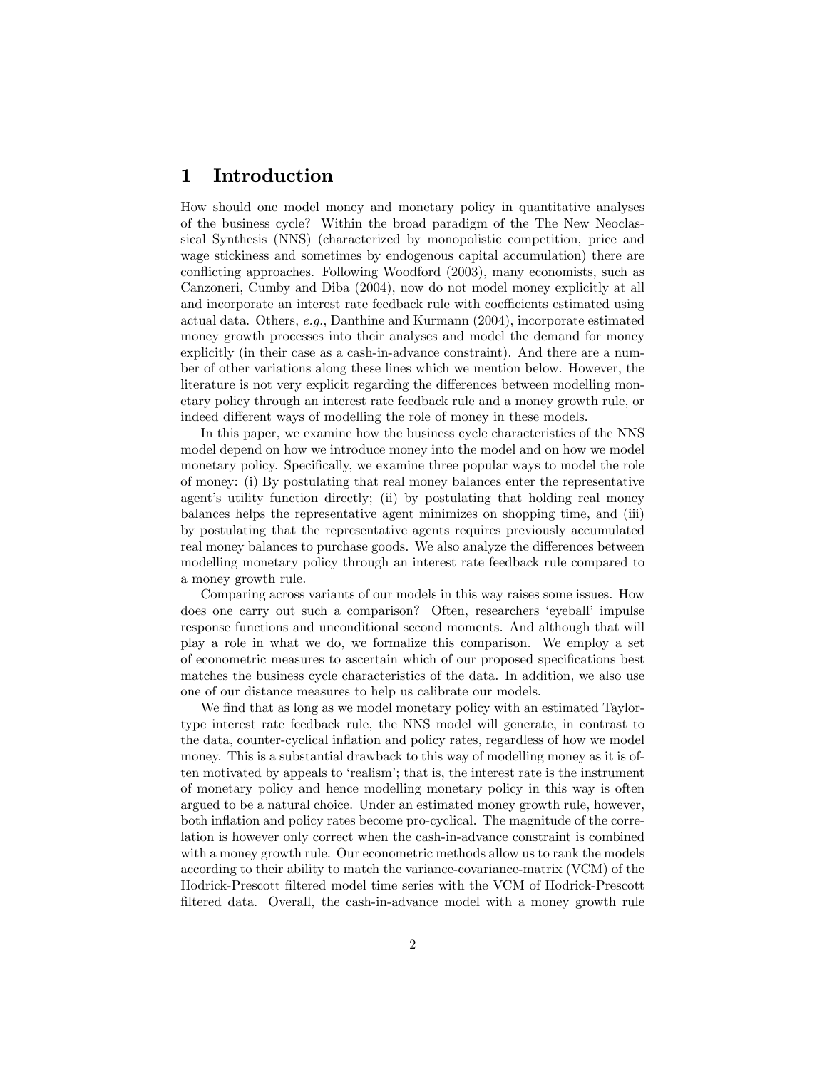# 1 Introduction

How should one model money and monetary policy in quantitative analyses of the business cycle? Within the broad paradigm of the The New Neoclassical Synthesis (NNS) (characterized by monopolistic competition, price and wage stickiness and sometimes by endogenous capital accumulation) there are conflicting approaches. Following Woodford (2003), many economists, such as Canzoneri, Cumby and Diba (2004), now do not model money explicitly at all and incorporate an interest rate feedback rule with coefficients estimated using actual data. Others, *e.g.*, Danthine and Kurmann (2004), incorporate estimated money growth processes into their analyses and model the demand for money explicitly (in their case as a cash-in-advance constraint). And there are a number of other variations along these lines which we mention below. However, the literature is not very explicit regarding the differences between modelling monetary policy through an interest rate feedback rule and a money growth rule, or indeed different ways of modelling the role of money in these models.

In this paper, we examine how the business cycle characteristics of the NNS model depend on how we introduce money into the model and on how we model monetary policy. Specifically, we examine three popular ways to model the role of money: (i) By postulating that real money balances enter the representative agent's utility function directly; (ii) by postulating that holding real money balances helps the representative agent minimizes on shopping time, and (iii) by postulating that the representative agents requires previously accumulated real money balances to purchase goods. We also analyze the differences between modelling monetary policy through an interest rate feedback rule compared to a money growth rule.

Comparing across variants of our models in this way raises some issues. How does one carry out such a comparison? Often, researchers 'eyeball' impulse response functions and unconditional second moments. And although that will play a role in what we do, we formalize this comparison. We employ a set of econometric measures to ascertain which of our proposed specifications best matches the business cycle characteristics of the data. In addition, we also use one of our distance measures to help us calibrate our models.

We find that as long as we model monetary policy with an estimated Taylor-type interest rate feedback rule, the NNS model will generate, in contrast to the data, counter-cyclical inflation and policy rates, regardless of how we model money. This is a substantial drawback to this way of modelling money as it is often motivated by appeals to 'realism'; that is, the interest rate is the instrument of monetary policy and hence modelling monetary policy in this way is often argued to be a natural choice. Under an estimated money growth rule, however, both inflation and policy rates become pro-cyclical. The magnitude of the correlation is however only correct when the cash-in-advance constraint is combined with a money growth rule. Our econometric methods allow us to rank the models according to their ability to match the variance-covariance-matrix (VCM) of the Hodrick-Prescott filtered model time series with the VCM of Hodrick-Prescott filtered data. Overall, the cash-in-advance model with a money growth rule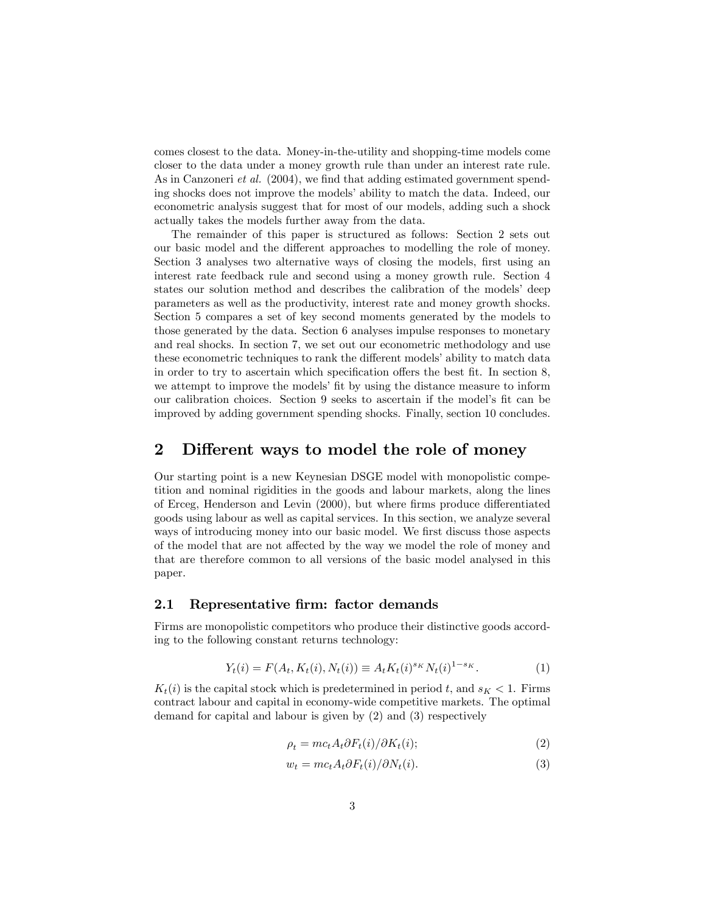comes closest to the data. Money-in-the-utility and shopping-time models come closer to the data under a money growth rule than under an interest rate rule. As in Canzoneri *et al.* (2004), we find that adding estimated government spending shocks does not improve the models' ability to match the data. Indeed, our econometric analysis suggest that for most of our models, adding such a shock actually takes the models further away from the data.

The remainder of this paper is structured as follows: Section 2 sets out our basic model and the different approaches to modelling the role of money. Section 3 analyses two alternative ways of closing the models, first using an interest rate feedback rule and second using a money growth rule. Section 4 states our solution method and describes the calibration of the models' deep parameters as well as the productivity, interest rate and money growth shocks. Section 5 compares a set of key second moments generated by the models to those generated by the data. Section 6 analyses impulse responses to monetary and real shocks. In section 7, we set out our econometric methodology and use these econometric techniques to rank the different models' ability to match data in order to try to ascertain which specification offers the best fit. In section 8, we attempt to improve the models' fit by using the distance measure to inform our calibration choices. Section 9 seeks to ascertain if the model's fit can be improved by adding government spending shocks. Finally, section 10 concludes.

## 2 Different ways to model the role of money

Our starting point is a new Keynesian DSGE model with monopolistic competition and nominal rigidities in the goods and labour markets, along the lines of Erceg, Henderson and Levin (2000), but where firms produce differentiated goods using labour as well as capital services. In this section, we analyze several ways of introducing money into our basic model. We first discuss those aspects of the model that are not affected by the way we model the role of money and that are therefore common to all versions of the basic model analysed in this paper.

### 2.1 Representative firm: factor demands

Firms are monopolistic competitors who produce their distinctive goods according to the following constant returns technology:

$$Y_t(i) = F(A_t, K_t(i), N_t(i)) \equiv A_t K_t(i)^{s_K} N_t(i)^{1-s_K}. \tag{1}$$

$K_t(i)$ is the capital stock which is predetermined in period $t$, and $s_K < 1$. Firms contract labour and capital in economy-wide competitive markets. The optimal demand for capital and labour is given by (2) and (3) respectively

$$\rho_t = mc_t A_t \partial F_t(i)/\partial K_t(i); \tag{2}$$

$$w_t = mc_t A_t \partial F_t(i)/\partial N_t(i). \tag{3}$$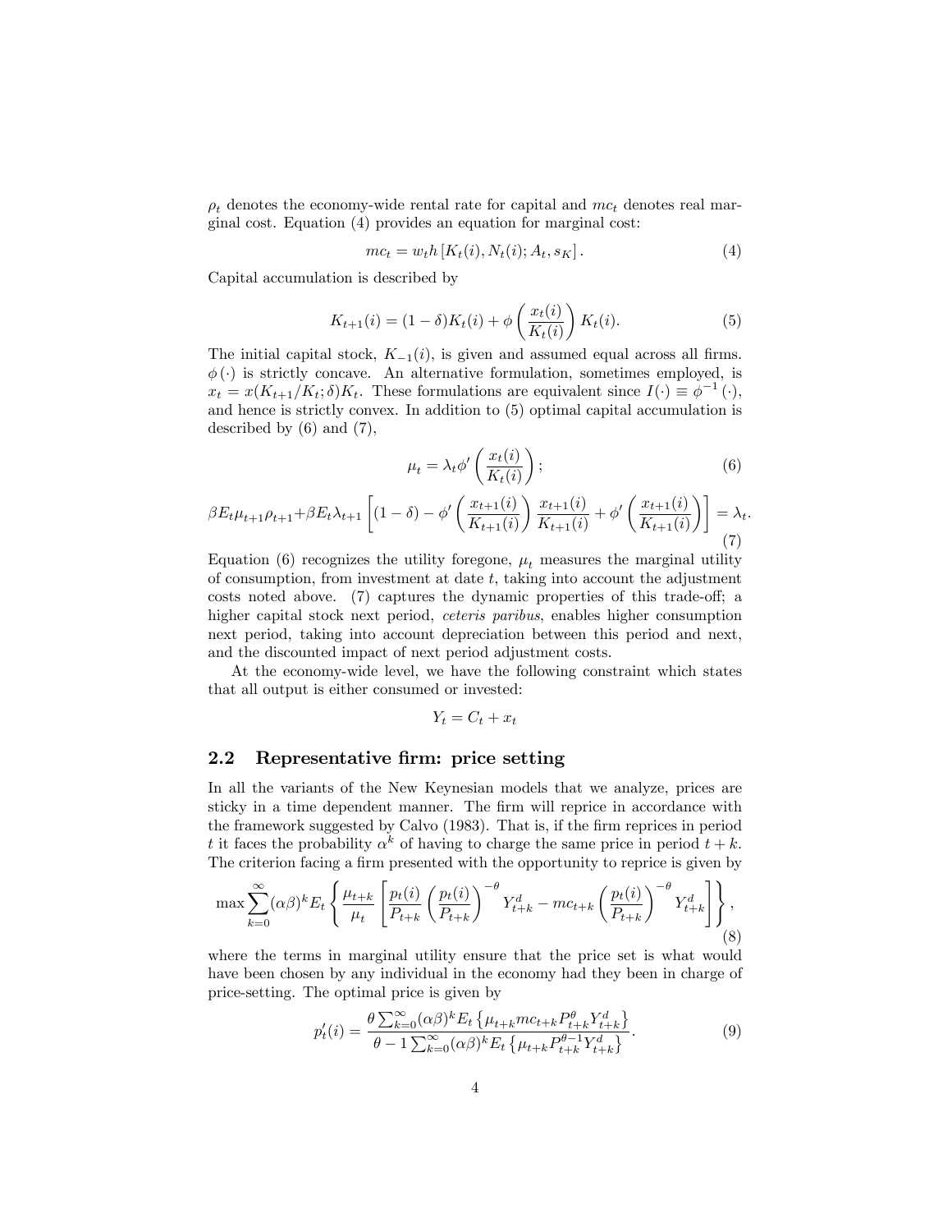$\rho_t$ denotes the economy-wide rental rate for capital and $mc_t$ denotes real marginal cost. Equation (4) provides an equation for marginal cost:

$$mc_t = w_t h \left[ K_t(i), N_t(i); A_t, s_K \right]. \tag{4}$$

Capital accumulation is described by

$$K_{t+1}(i) = (1-\delta)K_t(i) + \phi\left(\frac{x_t(i)}{K_t(i)}\right)K_t(i). \tag{5}$$

The initial capital stock, $K_{-1}(i)$, is given and assumed equal across all firms. $\phi(\cdot)$ is strictly concave. An alternative formulation, sometimes employed, is $x_t = x(K_{t+1}/K_t; \delta)K_t$. These formulations are equivalent since $I(\cdot) \equiv \phi^{-1}(\cdot)$, and hence is strictly convex. In addition to (5) optimal capital accumulation is described by (6) and (7),

$$\mu_t = \lambda_t \phi'\left(\frac{x_t(i)}{K_t(i)}\right); \tag{6}$$

$$\beta E_t \mu_{t+1}\rho_{t+1} + \beta E_t \lambda_{t+1}\left[(1-\delta) - \phi'\left(\frac{x_{t+1}(i)}{K_{t+1}(i)}\right)\frac{x_{t+1}(i)}{K_{t+1}(i)} + \phi'\left(\frac{x_{t+1}(i)}{K_{t+1}(i)}\right)\right] = \lambda_t. \tag{7}$$

Equation (6) recognizes the utility foregone, $\mu_t$ measures the marginal utility of consumption, from investment at date $t$, taking into account the adjustment costs noted above. (7) captures the dynamic properties of this trade-off; a higher capital stock next period, *ceteris paribus*, enables higher consumption next period, taking into account depreciation between this period and next, and the discounted impact of next period adjustment costs.

At the economy-wide level, we have the following constraint which states that all output is either consumed or invested:

$$Y_t = C_t + x_t$$

## 2.2 Representative firm: price setting

In all the variants of the New Keynesian models that we analyze, prices are sticky in a time dependent manner. The firm will reprice in accordance with the framework suggested by Calvo (1983). That is, if the firm reprices in period $t$ it faces the probability $\alpha^k$ of having to charge the same price in period $t+k$. The criterion facing a firm presented with the opportunity to reprice is given by

$$\max \sum_{k=0}^{\infty} (\alpha\beta)^k E_t \left\{ \frac{\mu_{t+k}}{\mu_t}\left[\frac{p_t(i)}{P_{t+k}}\left(\frac{p_t(i)}{P_{t+k}}\right)^{-\theta} Y_{t+k}^d - mc_{t+k}\left(\frac{p_t(i)}{P_{t+k}}\right)^{-\theta} Y_{t+k}^d\right]\right\}, \tag{8}$$

where the terms in marginal utility ensure that the price set is what would have been chosen by any individual in the economy had they been in charge of price-setting. The optimal price is given by

$$p_t'(i) = \frac{\theta}{\theta - 1}\frac{\sum_{k=0}^{\infty}(\alpha\beta)^k E_t\left\{\mu_{t+k} mc_{t+k} P_{t+k}^{\theta} Y_{t+k}^d\right\}}{\sum_{k=0}^{\infty}(\alpha\beta)^k E_t\left\{\mu_{t+k} P_{t+k}^{\theta-1} Y_{t+k}^d\right\}}. \tag{9}$$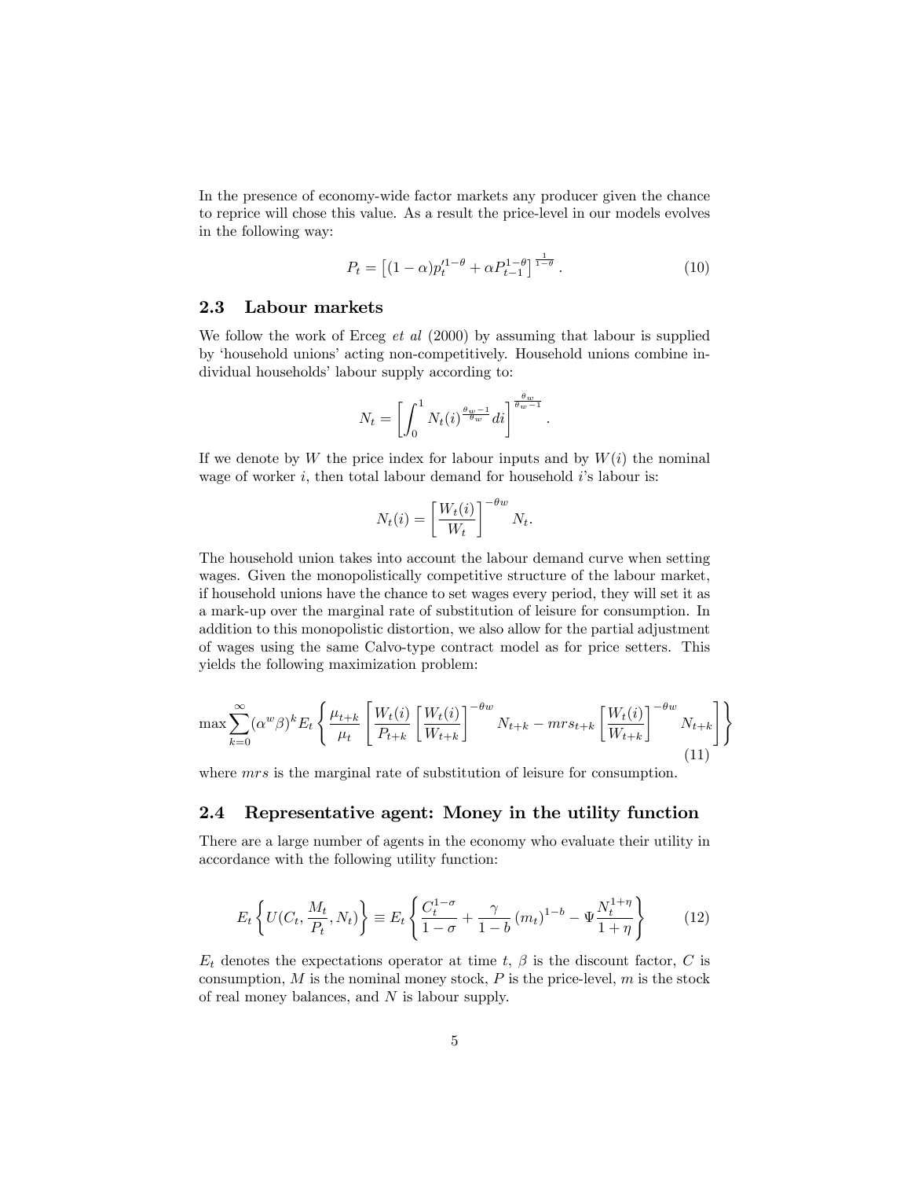In the presence of economy-wide factor markets any producer given the chance to reprice will chose this value. As a result the price-level in our models evolves in the following way:

$$P_t = \left[(1-\alpha)p_t'^{1-\theta} + \alpha P_{t-1}^{1-\theta}\right]^{\frac{1}{1-\theta}}. \tag{10}$$

## 2.3 Labour markets

We follow the work of Erceg *et al* (2000) by assuming that labour is supplied by 'household unions' acting non-competitively. Household unions combine individual households' labour supply according to:

$$N_t = \left[\int_0^1 N_t(i)^{\frac{\theta_w - 1}{\theta_w}} di\right]^{\frac{\theta_w}{\theta_w - 1}}.$$

If we denote by $W$ the price index for labour inputs and by $W(i)$ the nominal wage of worker $i$, then total labour demand for household $i$'s labour is:

$$N_t(i) = \left[\frac{W_t(i)}{W_t}\right]^{-\theta w} N_t.$$

The household union takes into account the labour demand curve when setting wages. Given the monopolistically competitive structure of the labour market, if household unions have the chance to set wages every period, they will set it as a mark-up over the marginal rate of substitution of leisure for consumption. In addition to this monopolistic distortion, we also allow for the partial adjustment of wages using the same Calvo-type contract model as for price setters. This yields the following maximization problem:

$$\max \sum_{k=0}^{\infty} (\alpha^w \beta)^k E_t \left\{ \frac{\mu_{t+k}}{\mu_t} \left[ \frac{W_t(i)}{P_{t+k}} \left[\frac{W_t(i)}{W_{t+k}}\right]^{-\theta w} N_{t+k} - mrs_{t+k} \left[\frac{W_t(i)}{W_{t+k}}\right]^{-\theta w} N_{t+k} \right] \right\} \tag{11}$$

where $mrs$ is the marginal rate of substitution of leisure for consumption.

## 2.4 Representative agent: Money in the utility function

There are a large number of agents in the economy who evaluate their utility in accordance with the following utility function:

$$E_t \left\{ U(C_t, \frac{M_t}{P_t}, N_t) \right\} \equiv E_t \left\{ \frac{C_t^{1-\sigma}}{1-\sigma} + \frac{\gamma}{1-b} (m_t)^{1-b} - \Psi \frac{N_t^{1+\eta}}{1+\eta} \right\} \tag{12}$$

$E_t$ denotes the expectations operator at time $t$, $\beta$ is the discount factor, $C$ is consumption, $M$ is the nominal money stock, $P$ is the price-level, $m$ is the stock of real money balances, and $N$ is labour supply.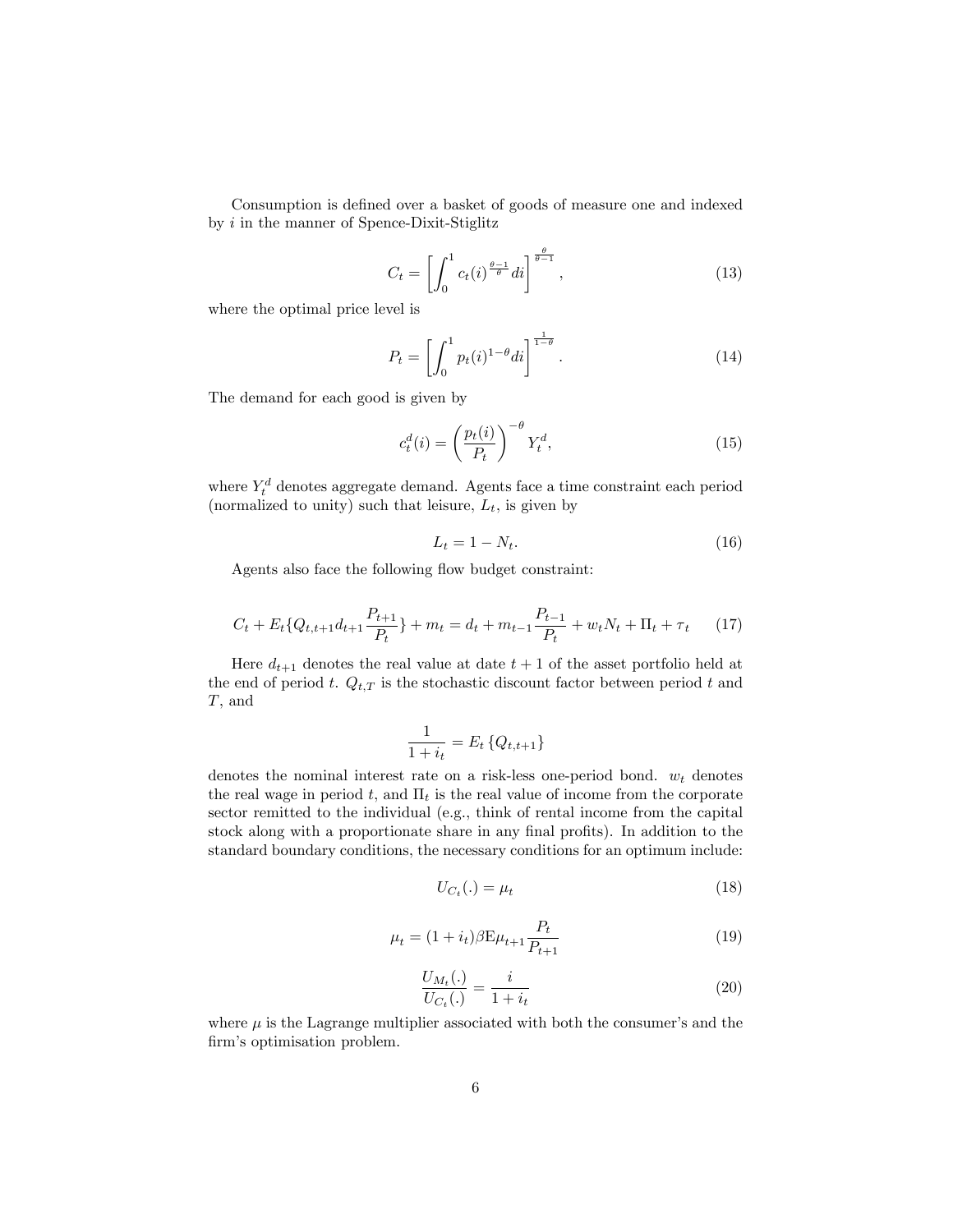Consumption is defined over a basket of goods of measure one and indexed by $i$ in the manner of Spence-Dixit-Stiglitz

$$C_t = \left[ \int_0^1 c_t(i)^{\frac{\theta-1}{\theta}} di \right]^{\frac{\theta}{\theta-1}}, \tag{13}$$

where the optimal price level is

$$P_t = \left[ \int_0^1 p_t(i)^{1-\theta} di \right]^{\frac{1}{1-\theta}}. \tag{14}$$

The demand for each good is given by

$$c_t^d(i) = \left( \frac{p_t(i)}{P_t} \right)^{-\theta} Y_t^d, \tag{15}$$

where $Y_t^d$ denotes aggregate demand. Agents face a time constraint each period (normalized to unity) such that leisure, $L_t$, is given by

$$L_t = 1 - N_t. \tag{16}$$

Agents also face the following flow budget constraint:

$$C_t + E_t\{Q_{t,t+1} d_{t+1} \frac{P_{t+1}}{P_t}\} + m_t = d_t + m_{t-1} \frac{P_{t-1}}{P_t} + w_t N_t + \Pi_t + \tau_t \tag{17}$$

Here $d_{t+1}$ denotes the real value at date $t+1$ of the asset portfolio held at the end of period $t$. $Q_{t,T}$ is the stochastic discount factor between period $t$ and $T$, and

$$\frac{1}{1+i_t} = E_t \left\{ Q_{t,t+1} \right\}$$

denotes the nominal interest rate on a risk-less one-period bond. $w_t$ denotes the real wage in period $t$, and $\Pi_t$ is the real value of income from the corporate sector remitted to the individual (e.g., think of rental income from the capital stock along with a proportionate share in any final profits). In addition to the standard boundary conditions, the necessary conditions for an optimum include:

$$U_{C_t}(.) = \mu_t \tag{18}$$

$$\mu_t = (1+i_t)\beta \mathrm{E} \mu_{t+1} \frac{P_t}{P_{t+1}} \tag{19}$$

$$\frac{U_{M_t}(.)}{U_{C_t}(.)} = \frac{i}{1+i_t} \tag{20}$$

where $\mu$ is the Lagrange multiplier associated with both the consumer's and the firm's optimisation problem.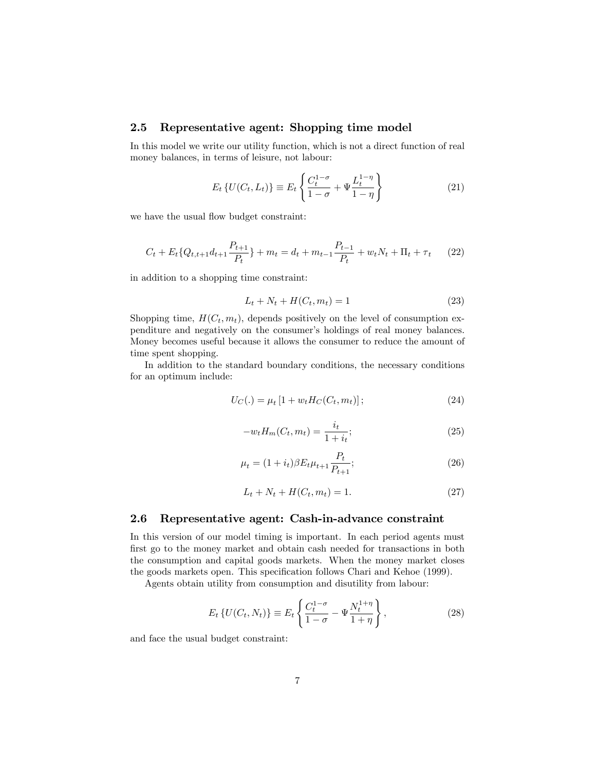### 2.5 Representative agent: Shopping time model

In this model we write our utility function, which is not a direct function of real money balances, in terms of leisure, not labour:

$$E_t \left\{ U(C_t, L_t) \right\} \equiv E_t \left\{ \frac{C_t^{1-\sigma}}{1-\sigma} + \Psi \frac{L_t^{1-\eta}}{1-\eta} \right\} \tag{21}$$

we have the usual flow budget constraint:

$$C_t + E_t\{Q_{t,t+1} d_{t+1} \frac{P_{t+1}}{P_t}\} + m_t = d_t + m_{t-1} \frac{P_{t-1}}{P_t} + w_t N_t + \Pi_t + \tau_t \tag{22}$$

in addition to a shopping time constraint:

$$L_t + N_t + H(C_t, m_t) = 1 \tag{23}$$

Shopping time, $H(C_t, m_t)$, depends positively on the level of consumption expenditure and negatively on the consumer's holdings of real money balances. Money becomes useful because it allows the consumer to reduce the amount of time spent shopping.

In addition to the standard boundary conditions, the necessary conditions for an optimum include:

$$U_C(.) = \mu_t \left[ 1 + w_t H_C(C_t, m_t) \right]; \tag{24}$$

$$-w_t H_m(C_t, m_t) = \frac{i_t}{1+i_t}; \tag{25}$$

$$\mu_t = (1+i_t) \beta E_t \mu_{t+1} \frac{P_t}{P_{t+1}}; \tag{26}$$

$$L_t + N_t + H(C_t, m_t) = 1. \tag{27}$$

### 2.6 Representative agent: Cash-in-advance constraint

In this version of our model timing is important. In each period agents must first go to the money market and obtain cash needed for transactions in both the consumption and capital goods markets. When the money market closes the goods markets open. This specification follows Chari and Kehoe (1999).

Agents obtain utility from consumption and disutility from labour:

$$E_t \left\{ U(C_t, N_t) \right\} \equiv E_t \left\{ \frac{C_t^{1-\sigma}}{1-\sigma} - \Psi \frac{N_t^{1+\eta}}{1+\eta} \right\}, \tag{28}$$

and face the usual budget constraint: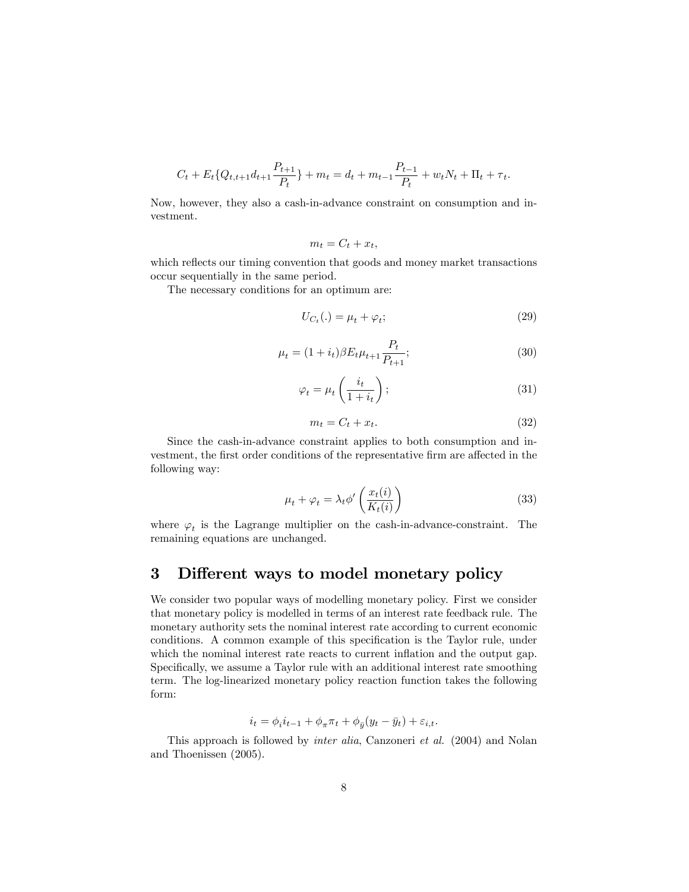$$C_t + E_t\{Q_{t,t+1} d_{t+1} \frac{P_{t+1}}{P_t}\} + m_t = d_t + m_{t-1}\frac{P_{t-1}}{P_t} + w_t N_t + \Pi_t + \tau_t.$$

Now, however, they also a cash-in-advance constraint on consumption and investment.

$$m_t = C_t + x_t,$$

which reflects our timing convention that goods and money market transactions occur sequentially in the same period.

The necessary conditions for an optimum are:

$$U_{C_t}(.) = \mu_t + \varphi_t; \tag{29}$$

$$\mu_t = (1+i_t)\beta E_t \mu_{t+1}\frac{P_t}{P_{t+1}}; \tag{30}$$

$$\varphi_t = \mu_t\left(\frac{i_t}{1+i_t}\right); \tag{31}$$

$$m_t = C_t + x_t. \tag{32}$$

Since the cash-in-advance constraint applies to both consumption and investment, the first order conditions of the representative firm are affected in the following way:

$$\mu_t + \varphi_t = \lambda_t \phi'\left(\frac{x_t(i)}{K_t(i)}\right) \tag{33}$$

where $\varphi_t$ is the Lagrange multiplier on the cash-in-advance-constraint. The remaining equations are unchanged.

# 3 Different ways to model monetary policy

We consider two popular ways of modelling monetary policy. First we consider that monetary policy is modelled in terms of an interest rate feedback rule. The monetary authority sets the nominal interest rate according to current economic conditions. A common example of this specification is the Taylor rule, under which the nominal interest rate reacts to current inflation and the output gap. Specifically, we assume a Taylor rule with an additional interest rate smoothing term. The log-linearized monetary policy reaction function takes the following form:

$$i_t = \phi_i i_{t-1} + \phi_\pi \pi_t + \phi_{\bar{y}}(y_t - \bar{y}_t) + \varepsilon_{i,t}.$$

This approach is followed by *inter alia*, Canzoneri *et al.* (2004) and Nolan and Thoenissen (2005).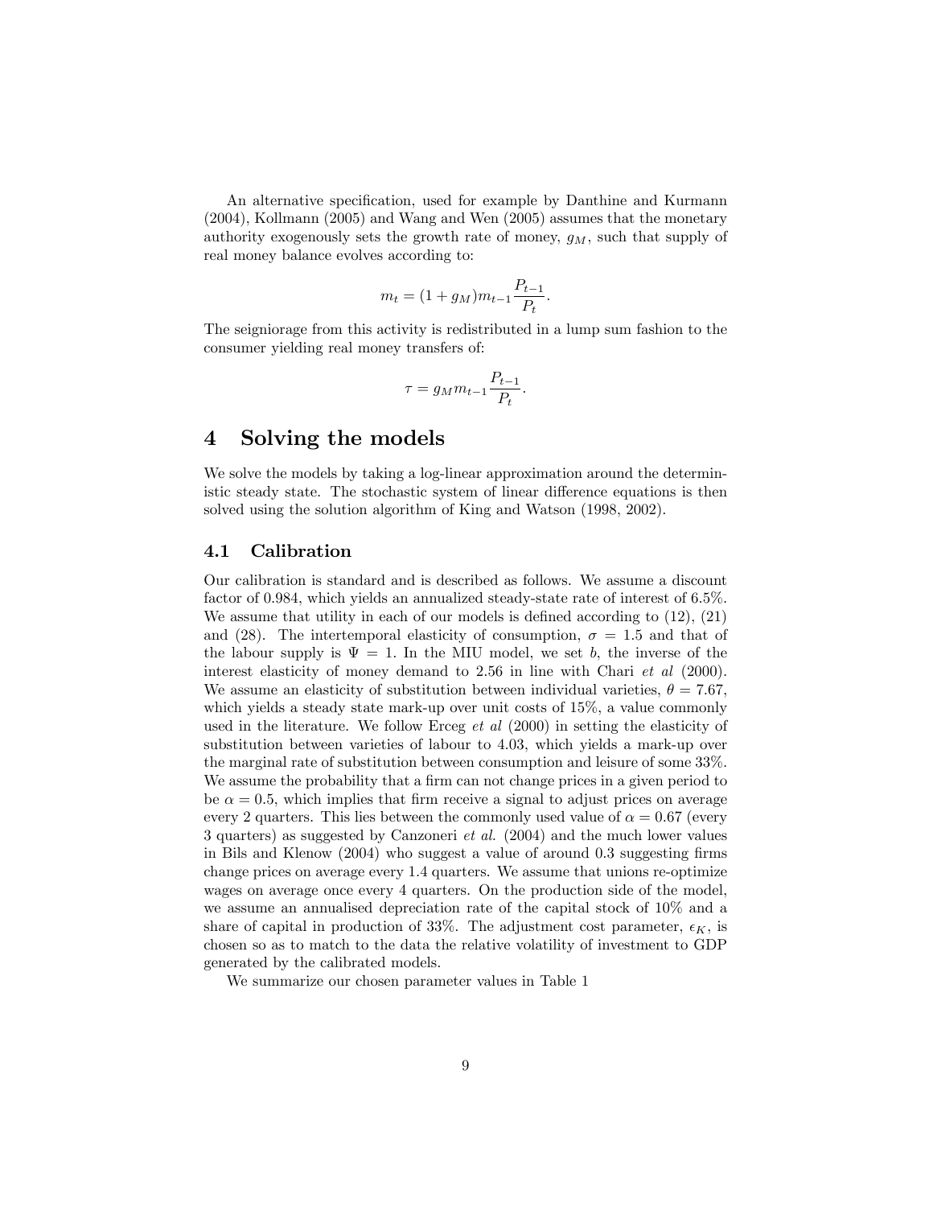An alternative specification, used for example by Danthine and Kurmann (2004), Kollmann (2005) and Wang and Wen (2005) assumes that the monetary authority exogenously sets the growth rate of money, $g_M$, such that supply of real money balance evolves according to:

$$m_t = (1 + g_M) m_{t-1} \frac{P_{t-1}}{P_t}.$$

The seigniorage from this activity is redistributed in a lump sum fashion to the consumer yielding real money transfers of:

$$\tau = g_M m_{t-1} \frac{P_{t-1}}{P_t}.$$

# 4 Solving the models

We solve the models by taking a log-linear approximation around the deterministic steady state. The stochastic system of linear difference equations is then solved using the solution algorithm of King and Watson (1998, 2002).

## 4.1 Calibration

Our calibration is standard and is described as follows. We assume a discount factor of 0.984, which yields an annualized steady-state rate of interest of 6.5%. We assume that utility in each of our models is defined according to (12), (21) and (28). The intertemporal elasticity of consumption, $\sigma = 1.5$ and that of the labour supply is $\Psi = 1$. In the MIU model, we set $b$, the inverse of the interest elasticity of money demand to 2.56 in line with Chari *et al* (2000). We assume an elasticity of substitution between individual varieties, $\theta = 7.67$, which yields a steady state mark-up over unit costs of 15%, a value commonly used in the literature. We follow Erceg *et al* (2000) in setting the elasticity of substitution between varieties of labour to 4.03, which yields a mark-up over the marginal rate of substitution between consumption and leisure of some 33%. We assume the probability that a firm can not change prices in a given period to be $\alpha = 0.5$, which implies that firm receive a signal to adjust prices on average every 2 quarters. This lies between the commonly used value of $\alpha = 0.67$ (every 3 quarters) as suggested by Canzoneri *et al.* (2004) and the much lower values in Bils and Klenow (2004) who suggest a value of around 0.3 suggesting firms change prices on average every 1.4 quarters. We assume that unions re-optimize wages on average once every 4 quarters. On the production side of the model, we assume an annualised depreciation rate of the capital stock of 10% and a share of capital in production of 33%. The adjustment cost parameter, $\epsilon_K$, is chosen so as to match to the data the relative volatility of investment to GDP generated by the calibrated models.

We summarize our chosen parameter values in Table 1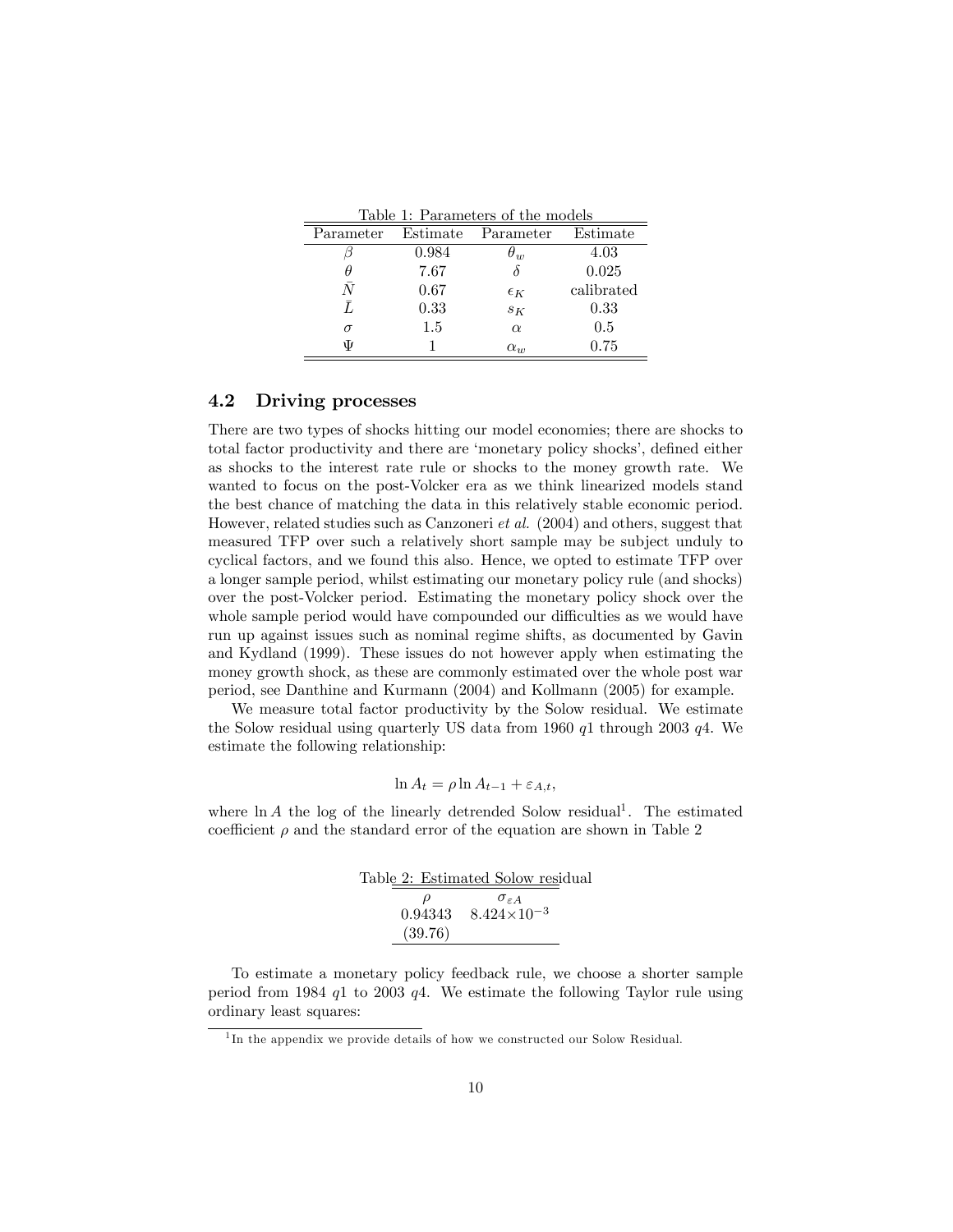Table 1: Parameters of the models

| Parameter | Estimate | Parameter | Estimate |
|---|---|---|---|
| $\beta$ | 0.984 | $\theta_w$ | 4.03 |
| $\theta$ | 7.67 | $\delta$ | 0.025 |
| $\bar{N}$ | 0.67 | $\epsilon_K$ | calibrated |
| $\bar{L}$ | 0.33 | $s_K$ | 0.33 |
| $\sigma$ | 1.5 | $\alpha$ | 0.5 |
| $\Psi$ | 1 | $\alpha_w$ | 0.75 |

### 4.2 Driving processes

There are two types of shocks hitting our model economies; there are shocks to total factor productivity and there are 'monetary policy shocks', defined either as shocks to the interest rate rule or shocks to the money growth rate. We wanted to focus on the post-Volcker era as we think linearized models stand the best chance of matching the data in this relatively stable economic period. However, related studies such as Canzoneri *et al.* (2004) and others, suggest that measured TFP over such a relatively short sample may be subject unduly to cyclical factors, and we found this also. Hence, we opted to estimate TFP over a longer sample period, whilst estimating our monetary policy rule (and shocks) over the post-Volcker period. Estimating the monetary policy shock over the whole sample period would have compounded our difficulties as we would have run up against issues such as nominal regime shifts, as documented by Gavin and Kydland (1999). These issues do not however apply when estimating the money growth shock, as these are commonly estimated over the whole post war period, see Danthine and Kurmann (2004) and Kollmann (2005) for example.

We measure total factor productivity by the Solow residual. We estimate the Solow residual using quarterly US data from 1960 $q1$ through 2003 $q4$. We estimate the following relationship:

$$\ln A_t = \rho \ln A_{t-1} + \varepsilon_{A,t},$$

where $\ln A$ the log of the linearly detrended Solow residual[1]. The estimated coefficient $\rho$ and the standard error of the equation are shown in Table 2

Table 2: Estimated Solow residual

| $\rho$ | $\sigma_{\varepsilon A}$ |
|---|---|
| 0.94343 | $8.424 \times 10^{-3}$ |
| (39.76) | |

To estimate a monetary policy feedback rule, we choose a shorter sample period from 1984 $q1$ to 2003 $q4$. We estimate the following Taylor rule using ordinary least squares:

[1] In the appendix we provide details of how we constructed our Solow Residual.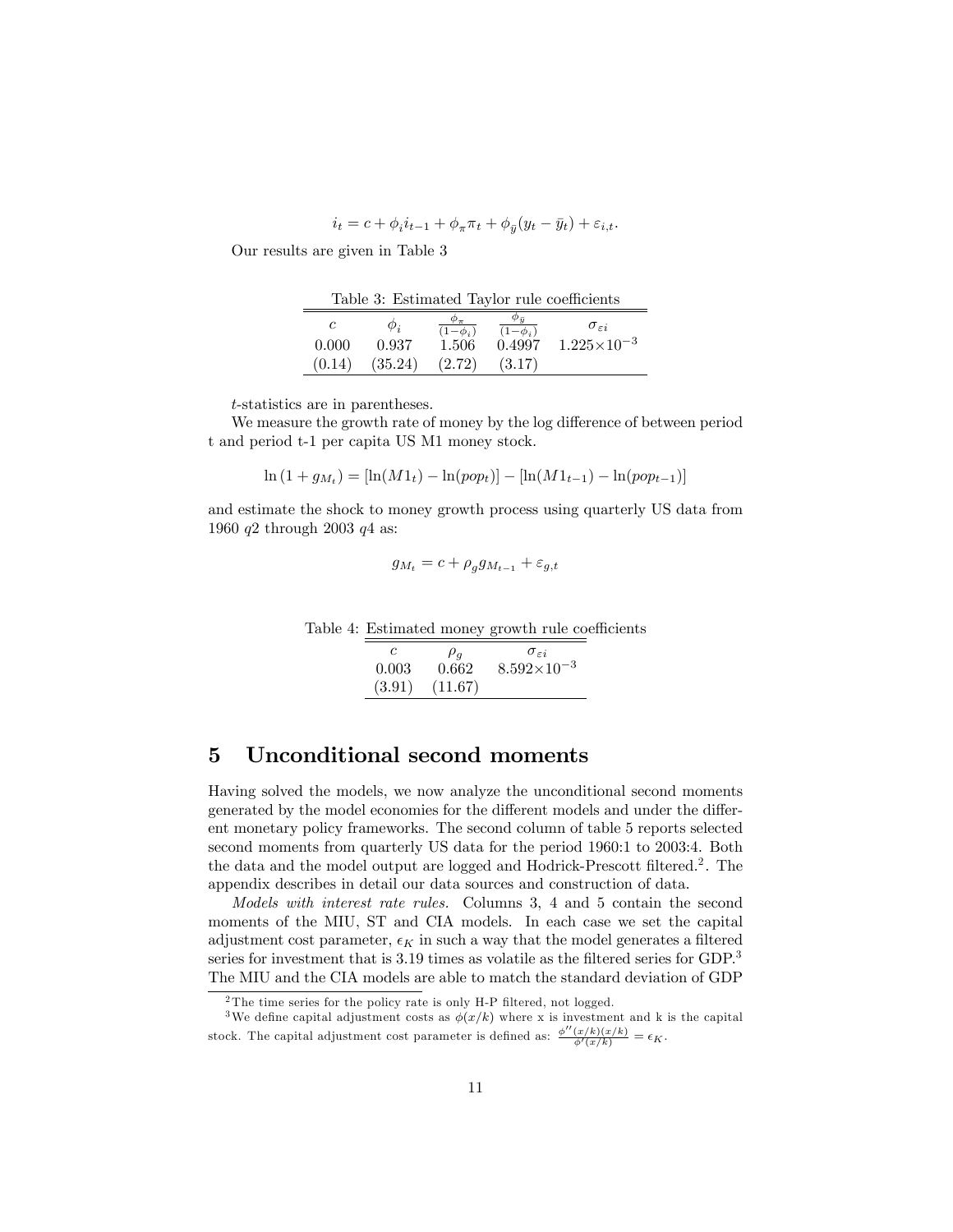$$i_t = c + \phi_i i_{t-1} + \phi_\pi \pi_t + \phi_{\bar{y}}(y_t - \bar{y}_t) + \varepsilon_{i,t}.$$

Our results are given in Table 3

Table 3: Estimated Taylor rule coefficients

| $c$ | $\phi_i$ | $\frac{\phi_\pi}{(1-\phi_i)}$ | $\frac{\phi_{\bar{y}}}{(1-\phi_i)}$ | $\sigma_{\varepsilon i}$ |
|---|---|---|---|---|
| 0.000 | 0.937 | 1.506 | 0.4997 | $1.225 \times 10^{-3}$ |
| (0.14) | (35.24) | (2.72) | (3.17) | |

$t$-statistics are in parentheses.

We measure the growth rate of money by the log difference of between period t and period t-1 per capita US M1 money stock.

$$\ln(1 + g_{M_t}) = [\ln(M1_t) - \ln(pop_t)] - [\ln(M1_{t-1}) - \ln(pop_{t-1})]$$

and estimate the shock to money growth process using quarterly US data from 1960 $q2$ through 2003 $q4$ as:

$$g_{M_t} = c + \rho_g g_{M_{t-1}} + \varepsilon_{g,t}$$

Table 4: Estimated money growth rule coefficients

| $c$ | $\rho_g$ | $\sigma_{\varepsilon i}$ |
|---|---|---|
| 0.003 | 0.662 | $8.592 \times 10^{-3}$ |
| (3.91) | (11.67) | |

# 5 Unconditional second moments

Having solved the models, we now analyze the unconditional second moments generated by the model economies for the different models and under the different monetary policy frameworks. The second column of table 5 reports selected second moments from quarterly US data for the period 1960:1 to 2003:4. Both the data and the model output are logged and Hodrick-Prescott filtered.[2]. The appendix describes in detail our data sources and construction of data.

*Models with interest rate rules.* Columns 3, 4 and 5 contain the second moments of the MIU, ST and CIA models. In each case we set the capital adjustment cost parameter, $\epsilon_K$ in such a way that the model generates a filtered series for investment that is 3.19 times as volatile as the filtered series for GDP.[3] The MIU and the CIA models are able to match the standard deviation of GDP

[2] The time series for the policy rate is only H-P filtered, not logged.

[3] We define capital adjustment costs as $\phi(x/k)$ where x is investment and k is the capital stock. The capital adjustment cost parameter is defined as: $\frac{\phi''(x/k)(x/k)}{\phi'(x/k)} = \epsilon_K$.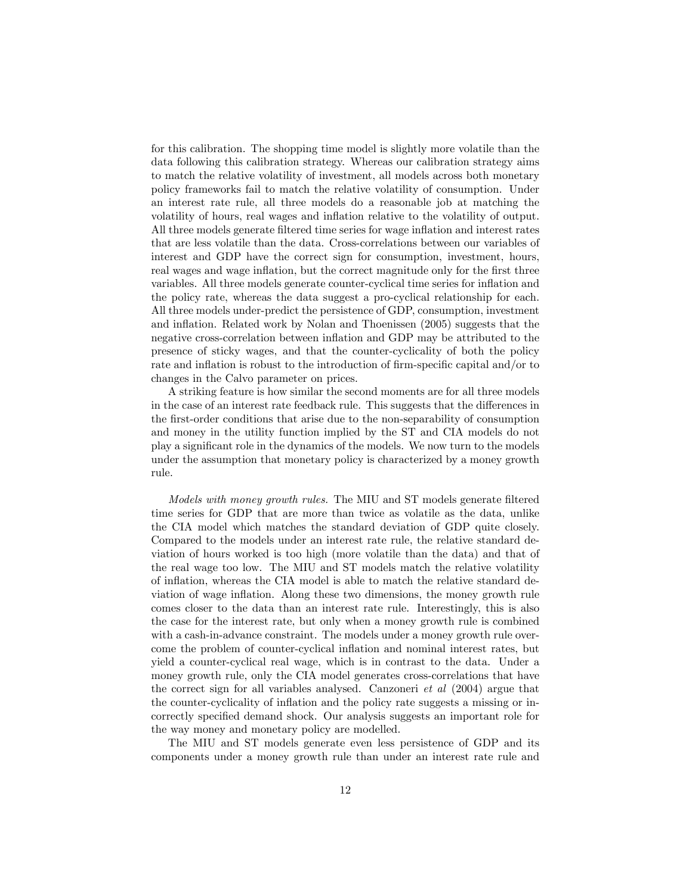for this calibration. The shopping time model is slightly more volatile than the data following this calibration strategy. Whereas our calibration strategy aims to match the relative volatility of investment, all models across both monetary policy frameworks fail to match the relative volatility of consumption. Under an interest rate rule, all three models do a reasonable job at matching the volatility of hours, real wages and inflation relative to the volatility of output. All three models generate filtered time series for wage inflation and interest rates that are less volatile than the data. Cross-correlations between our variables of interest and GDP have the correct sign for consumption, investment, hours, real wages and wage inflation, but the correct magnitude only for the first three variables. All three models generate counter-cyclical time series for inflation and the policy rate, whereas the data suggest a pro-cyclical relationship for each. All three models under-predict the persistence of GDP, consumption, investment and inflation. Related work by Nolan and Thoenissen (2005) suggests that the negative cross-correlation between inflation and GDP may be attributed to the presence of sticky wages, and that the counter-cyclicality of both the policy rate and inflation is robust to the introduction of firm-specific capital and/or to changes in the Calvo parameter on prices.

A striking feature is how similar the second moments are for all three models in the case of an interest rate feedback rule. This suggests that the differences in the first-order conditions that arise due to the non-separability of consumption and money in the utility function implied by the ST and CIA models do not play a significant role in the dynamics of the models. We now turn to the models under the assumption that monetary policy is characterized by a money growth rule.

*Models with money growth rules.* The MIU and ST models generate filtered time series for GDP that are more than twice as volatile as the data, unlike the CIA model which matches the standard deviation of GDP quite closely. Compared to the models under an interest rate rule, the relative standard deviation of hours worked is too high (more volatile than the data) and that of the real wage too low. The MIU and ST models match the relative volatility of inflation, whereas the CIA model is able to match the relative standard deviation of wage inflation. Along these two dimensions, the money growth rule comes closer to the data than an interest rate rule. Interestingly, this is also the case for the interest rate, but only when a money growth rule is combined with a cash-in-advance constraint. The models under a money growth rule overcome the problem of counter-cyclical inflation and nominal interest rates, but yield a counter-cyclical real wage, which is in contrast to the data. Under a money growth rule, only the CIA model generates cross-correlations that have the correct sign for all variables analysed. Canzoneri *et al* (2004) argue that the counter-cyclicality of inflation and the policy rate suggests a missing or incorrectly specified demand shock. Our analysis suggests an important role for the way money and monetary policy are modelled.

The MIU and ST models generate even less persistence of GDP and its components under a money growth rule than under an interest rate rule and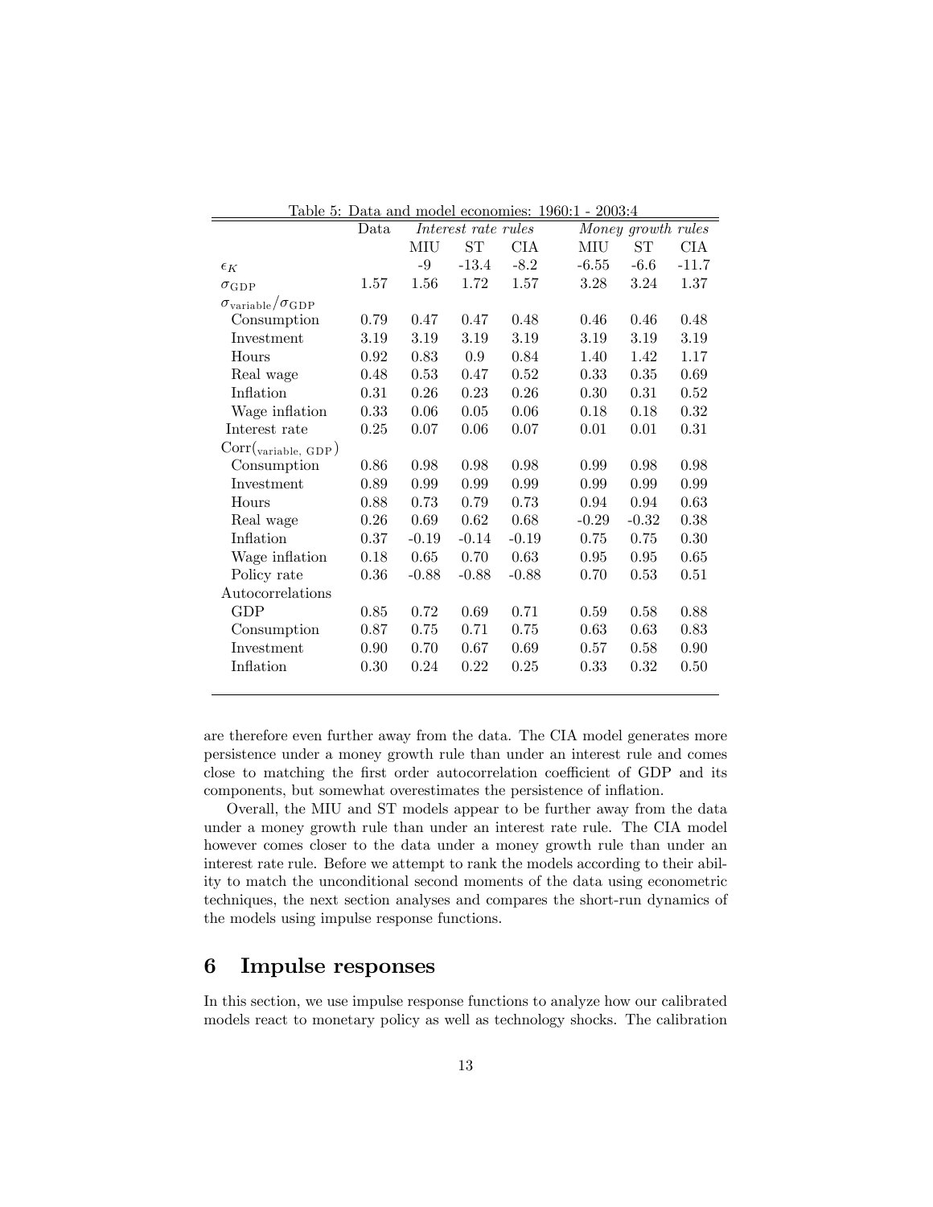Table 5: Data and model economies: 1960:1 - 2003:4

| | Data | *Interest rate rules* | | | *Money growth rules* | | |
|---|---|---|---|---|---|---|---|
| | | MIU | ST | CIA | MIU | ST | CIA |
| $\epsilon_K$ | | -9 | -13.4 | -8.2 | -6.55 | -6.6 | -11.7 |
| $\sigma_{\text{GDP}}$ | 1.57 | 1.56 | 1.72 | 1.57 | 3.28 | 3.24 | 1.37 |
| $\sigma_{\text{variable}}/\sigma_{\text{GDP}}$ | | | | | | | |
| Consumption | 0.79 | 0.47 | 0.47 | 0.48 | 0.46 | 0.46 | 0.48 |
| Investment | 3.19 | 3.19 | 3.19 | 3.19 | 3.19 | 3.19 | 3.19 |
| Hours | 0.92 | 0.83 | 0.9 | 0.84 | 1.40 | 1.42 | 1.17 |
| Real wage | 0.48 | 0.53 | 0.47 | 0.52 | 0.33 | 0.35 | 0.69 |
| Inflation | 0.31 | 0.26 | 0.23 | 0.26 | 0.30 | 0.31 | 0.52 |
| Wage inflation | 0.33 | 0.06 | 0.05 | 0.06 | 0.18 | 0.18 | 0.32 |
| Interest rate | 0.25 | 0.07 | 0.06 | 0.07 | 0.01 | 0.01 | 0.31 |
| $\text{Corr}(_{\text{variable, GDP}})$ | | | | | | | |
| Consumption | 0.86 | 0.98 | 0.98 | 0.98 | 0.99 | 0.98 | 0.98 |
| Investment | 0.89 | 0.99 | 0.99 | 0.99 | 0.99 | 0.99 | 0.99 |
| Hours | 0.88 | 0.73 | 0.79 | 0.73 | 0.94 | 0.94 | 0.63 |
| Real wage | 0.26 | 0.69 | 0.62 | 0.68 | -0.29 | -0.32 | 0.38 |
| Inflation | 0.37 | -0.19 | -0.14 | -0.19 | 0.75 | 0.75 | 0.30 |
| Wage inflation | 0.18 | 0.65 | 0.70 | 0.63 | 0.95 | 0.95 | 0.65 |
| Policy rate | 0.36 | -0.88 | -0.88 | -0.88 | 0.70 | 0.53 | 0.51 |
| Autocorrelations | | | | | | | |
| GDP | 0.85 | 0.72 | 0.69 | 0.71 | 0.59 | 0.58 | 0.88 |
| Consumption | 0.87 | 0.75 | 0.71 | 0.75 | 0.63 | 0.63 | 0.83 |
| Investment | 0.90 | 0.70 | 0.67 | 0.69 | 0.57 | 0.58 | 0.90 |
| Inflation | 0.30 | 0.24 | 0.22 | 0.25 | 0.33 | 0.32 | 0.50 |

are therefore even further away from the data. The CIA model generates more persistence under a money growth rule than under an interest rule and comes close to matching the first order autocorrelation coefficient of GDP and its components, but somewhat overestimates the persistence of inflation.

Overall, the MIU and ST models appear to be further away from the data under a money growth rule than under an interest rate rule. The CIA model however comes closer to the data under a money growth rule than under an interest rate rule. Before we attempt to rank the models according to their ability to match the unconditional second moments of the data using econometric techniques, the next section analyses and compares the short-run dynamics of the models using impulse response functions.

## 6 Impulse responses

In this section, we use impulse response functions to analyze how our calibrated models react to monetary policy as well as technology shocks. The calibration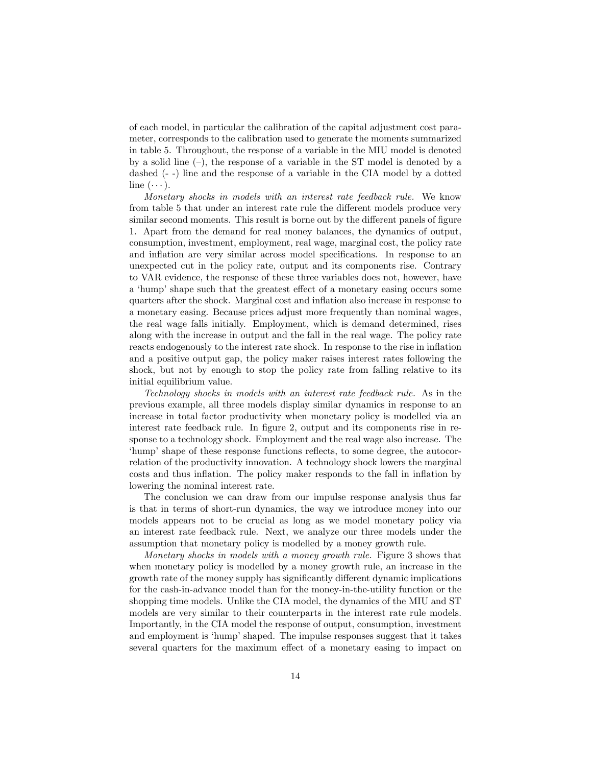of each model, in particular the calibration of the capital adjustment cost parameter, corresponds to the calibration used to generate the moments summarized in table 5. Throughout, the response of a variable in the MIU model is denoted by a solid line (–), the response of a variable in the ST model is denoted by a dashed (- -) line and the response of a variable in the CIA model by a dotted line (· · ·).

*Monetary shocks in models with an interest rate feedback rule.* We know from table 5 that under an interest rate rule the different models produce very similar second moments. This result is borne out by the different panels of figure 1. Apart from the demand for real money balances, the dynamics of output, consumption, investment, employment, real wage, marginal cost, the policy rate and inflation are very similar across model specifications. In response to an unexpected cut in the policy rate, output and its components rise. Contrary to VAR evidence, the response of these three variables does not, however, have a 'hump' shape such that the greatest effect of a monetary easing occurs some quarters after the shock. Marginal cost and inflation also increase in response to a monetary easing. Because prices adjust more frequently than nominal wages, the real wage falls initially. Employment, which is demand determined, rises along with the increase in output and the fall in the real wage. The policy rate reacts endogenously to the interest rate shock. In response to the rise in inflation and a positive output gap, the policy maker raises interest rates following the shock, but not by enough to stop the policy rate from falling relative to its initial equilibrium value.

*Technology shocks in models with an interest rate feedback rule.* As in the previous example, all three models display similar dynamics in response to an increase in total factor productivity when monetary policy is modelled via an interest rate feedback rule. In figure 2, output and its components rise in response to a technology shock. Employment and the real wage also increase. The 'hump' shape of these response functions reflects, to some degree, the autocorrelation of the productivity innovation. A technology shock lowers the marginal costs and thus inflation. The policy maker responds to the fall in inflation by lowering the nominal interest rate.

The conclusion we can draw from our impulse response analysis thus far is that in terms of short-run dynamics, the way we introduce money into our models appears not to be crucial as long as we model monetary policy via an interest rate feedback rule. Next, we analyze our three models under the assumption that monetary policy is modelled by a money growth rule.

*Monetary shocks in models with a money growth rule.* Figure 3 shows that when monetary policy is modelled by a money growth rule, an increase in the growth rate of the money supply has significantly different dynamic implications for the cash-in-advance model than for the money-in-the-utility function or the shopping time models. Unlike the CIA model, the dynamics of the MIU and ST models are very similar to their counterparts in the interest rate rule models. Importantly, in the CIA model the response of output, consumption, investment and employment is 'hump' shaped. The impulse responses suggest that it takes several quarters for the maximum effect of a monetary easing to impact on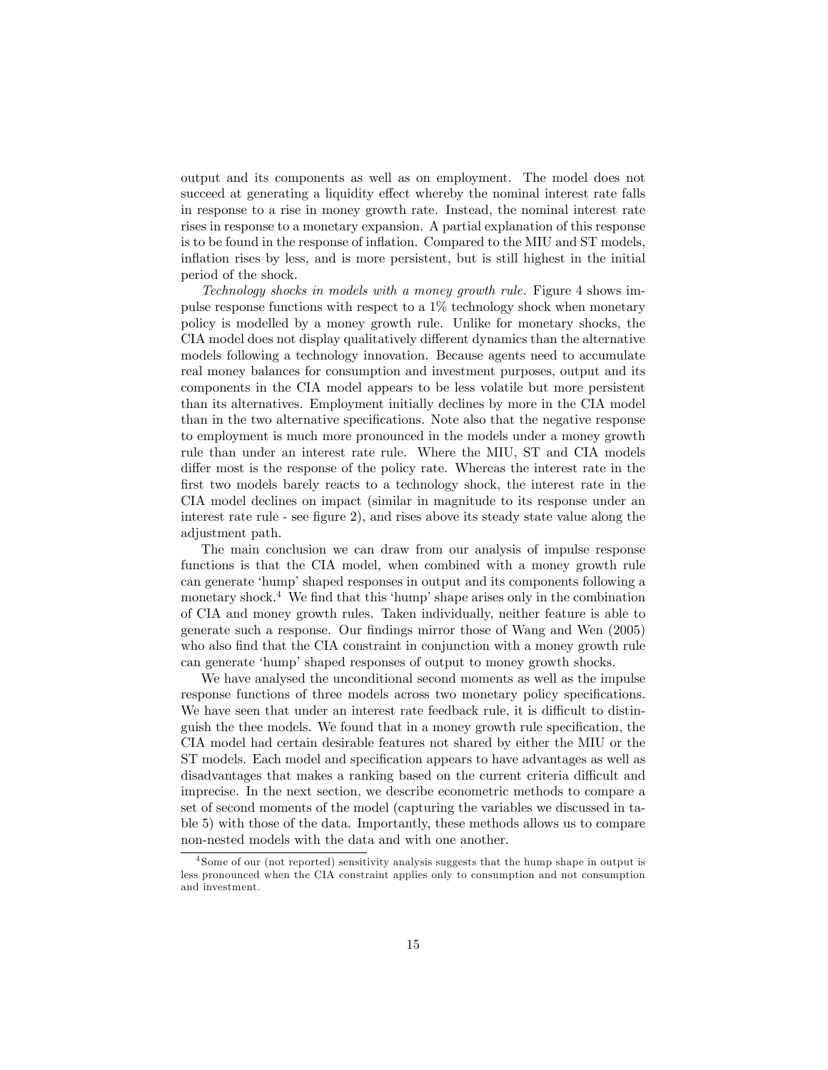output and its components as well as on employment. The model does not succeed at generating a liquidity effect whereby the nominal interest rate falls in response to a rise in money growth rate. Instead, the nominal interest rate rises in response to a monetary expansion. A partial explanation of this response is to be found in the response of inflation. Compared to the MIU and ST models, inflation rises by less, and is more persistent, but is still highest in the initial period of the shock.

*Technology shocks in models with a money growth rule.* Figure 4 shows impulse response functions with respect to a 1% technology shock when monetary policy is modelled by a money growth rule. Unlike for monetary shocks, the CIA model does not display qualitatively different dynamics than the alternative models following a technology innovation. Because agents need to accumulate real money balances for consumption and investment purposes, output and its components in the CIA model appears to be less volatile but more persistent than its alternatives. Employment initially declines by more in the CIA model than in the two alternative specifications. Note also that the negative response to employment is much more pronounced in the models under a money growth rule than under an interest rate rule. Where the MIU, ST and CIA models differ most is the response of the policy rate. Whereas the interest rate in the first two models barely reacts to a technology shock, the interest rate in the CIA model declines on impact (similar in magnitude to its response under an interest rate rule - see figure 2), and rises above its steady state value along the adjustment path.

The main conclusion we can draw from our analysis of impulse response functions is that the CIA model, when combined with a money growth rule can generate 'hump' shaped responses in output and its components following a monetary shock.[4] We find that this 'hump' shape arises only in the combination of CIA and money growth rules. Taken individually, neither feature is able to generate such a response. Our findings mirror those of Wang and Wen (2005) who also find that the CIA constraint in conjunction with a money growth rule can generate 'hump' shaped responses of output to money growth shocks.

We have analysed the unconditional second moments as well as the impulse response functions of three models across two monetary policy specifications. We have seen that under an interest rate feedback rule, it is difficult to distinguish the thee models. We found that in a money growth rule specification, the CIA model had certain desirable features not shared by either the MIU or the ST models. Each model and specification appears to have advantages as well as disadvantages that makes a ranking based on the current criteria difficult and imprecise. In the next section, we describe econometric methods to compare a set of second moments of the model (capturing the variables we discussed in table 5) with those of the data. Importantly, these methods allows us to compare non-nested models with the data and with one another.

[4] Some of our (not reported) sensitivity analysis suggests that the hump shape in output is less pronounced when the CIA constraint applies only to consumption and not consumption and investment.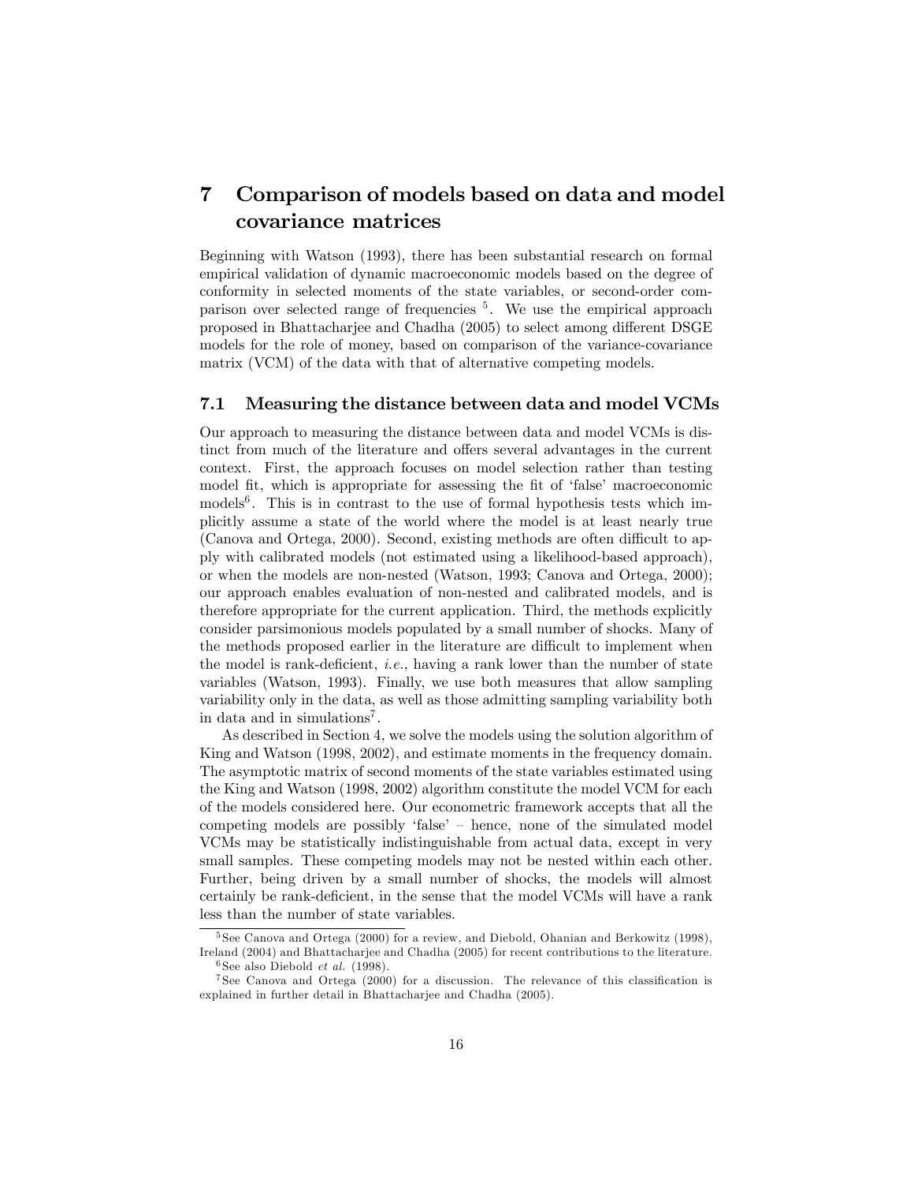# 7 Comparison of models based on data and model covariance matrices

Beginning with Watson (1993), there has been substantial research on formal empirical validation of dynamic macroeconomic models based on the degree of conformity in selected moments of the state variables, or second-order comparison over selected range of frequencies [5]. We use the empirical approach proposed in Bhattacharjee and Chadha (2005) to select among different DSGE models for the role of money, based on comparison of the variance-covariance matrix (VCM) of the data with that of alternative competing models.

## 7.1 Measuring the distance between data and model VCMs

Our approach to measuring the distance between data and model VCMs is distinct from much of the literature and offers several advantages in the current context. First, the approach focuses on model selection rather than testing model fit, which is appropriate for assessing the fit of 'false' macroeconomic models[6]. This is in contrast to the use of formal hypothesis tests which implicitly assume a state of the world where the model is at least nearly true (Canova and Ortega, 2000). Second, existing methods are often difficult to apply with calibrated models (not estimated using a likelihood-based approach), or when the models are non-nested (Watson, 1993; Canova and Ortega, 2000); our approach enables evaluation of non-nested and calibrated models, and is therefore appropriate for the current application. Third, the methods explicitly consider parsimonious models populated by a small number of shocks. Many of the methods proposed earlier in the literature are difficult to implement when the model is rank-deficient, *i.e.*, having a rank lower than the number of state variables (Watson, 1993). Finally, we use both measures that allow sampling variability only in the data, as well as those admitting sampling variability both in data and in simulations[7].

As described in Section 4, we solve the models using the solution algorithm of King and Watson (1998, 2002), and estimate moments in the frequency domain. The asymptotic matrix of second moments of the state variables estimated using the King and Watson (1998, 2002) algorithm constitute the model VCM for each of the models considered here. Our econometric framework accepts that all the competing models are possibly 'false' – hence, none of the simulated model VCMs may be statistically indistinguishable from actual data, except in very small samples. These competing models may not be nested within each other. Further, being driven by a small number of shocks, the models will almost certainly be rank-deficient, in the sense that the model VCMs will have a rank less than the number of state variables.

---

[5] See Canova and Ortega (2000) for a review, and Diebold, Ohanian and Berkowitz (1998), Ireland (2004) and Bhattacharjee and Chadha (2005) for recent contributions to the literature.

[6] See also Diebold *et al.* (1998).

[7] See Canova and Ortega (2000) for a discussion. The relevance of this classification is explained in further detail in Bhattacharjee and Chadha (2005).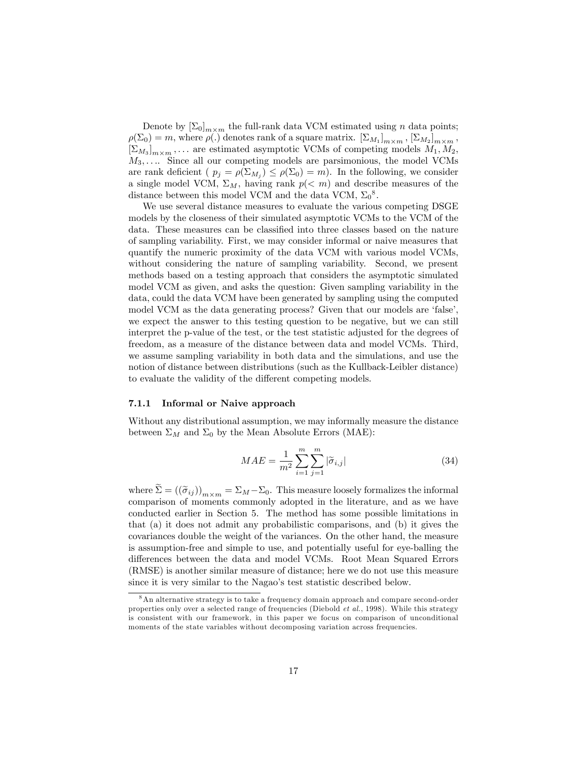Denote by $[\Sigma_0]_{m\times m}$ the full-rank data VCM estimated using $n$ data points; $\rho(\Sigma_0) = m$, where $\rho(.)$ denotes rank of a square matrix. $[\Sigma_{M_1}]_{m\times m}$, $[\Sigma_{M_2}]_{m\times m}$, $[\Sigma_{M_3}]_{m\times m}$, ... are estimated asymptotic VCMs of competing models $M_1, M_2, M_3, \ldots$. Since all our competing models are parsimonious, the model VCMs are rank deficient ( $p_j = \rho(\Sigma_{M_j}) \leq \rho(\Sigma_0) = m$). In the following, we consider a single model VCM, $\Sigma_M$, having rank $p(< m)$ and describe measures of the distance between this model VCM and the data VCM, $\Sigma_0$[8].

We use several distance measures to evaluate the various competing DSGE models by the closeness of their simulated asymptotic VCMs to the VCM of the data. These measures can be classified into three classes based on the nature of sampling variability. First, we may consider informal or naive measures that quantify the numeric proximity of the data VCM with various model VCMs, without considering the nature of sampling variability. Second, we present methods based on a testing approach that considers the asymptotic simulated model VCM as given, and asks the question: Given sampling variability in the data, could the data VCM have been generated by sampling using the computed model VCM as the data generating process? Given that our models are 'false', we expect the answer to this testing question to be negative, but we can still interpret the p-value of the test, or the test statistic adjusted for the degrees of freedom, as a measure of the distance between data and model VCMs. Third, we assume sampling variability in both data and the simulations, and use the notion of distance between distributions (such as the Kullback-Leibler distance) to evaluate the validity of the different competing models.

### 7.1.1 Informal or Naive approach

Without any distributional assumption, we may informally measure the distance between $\Sigma_M$ and $\Sigma_0$ by the Mean Absolute Errors (MAE):

$$MAE = \frac{1}{m^2} \sum_{i=1}^{m} \sum_{j=1}^{m} |\widetilde{\sigma}_{i,j}| \tag{34}$$

where $\widetilde{\Sigma} = ((\widetilde{\sigma}_{ij}))_{m\times m} = \Sigma_M - \Sigma_0$. This measure loosely formalizes the informal comparison of moments commonly adopted in the literature, and as we have conducted earlier in Section 5. The method has some possible limitations in that (a) it does not admit any probabilistic comparisons, and (b) it gives the covariances double the weight of the variances. On the other hand, the measure is assumption-free and simple to use, and potentially useful for eye-balling the differences between the data and model VCMs. Root Mean Squared Errors (RMSE) is another similar measure of distance; here we do not use this measure since it is very similar to the Nagao's test statistic described below.

[8] An alternative strategy is to take a frequency domain approach and compare second-order properties only over a selected range of frequencies (Diebold *et al.*, 1998). While this strategy is consistent with our framework, in this paper we focus on comparison of unconditional moments of the state variables without decomposing variation across frequencies.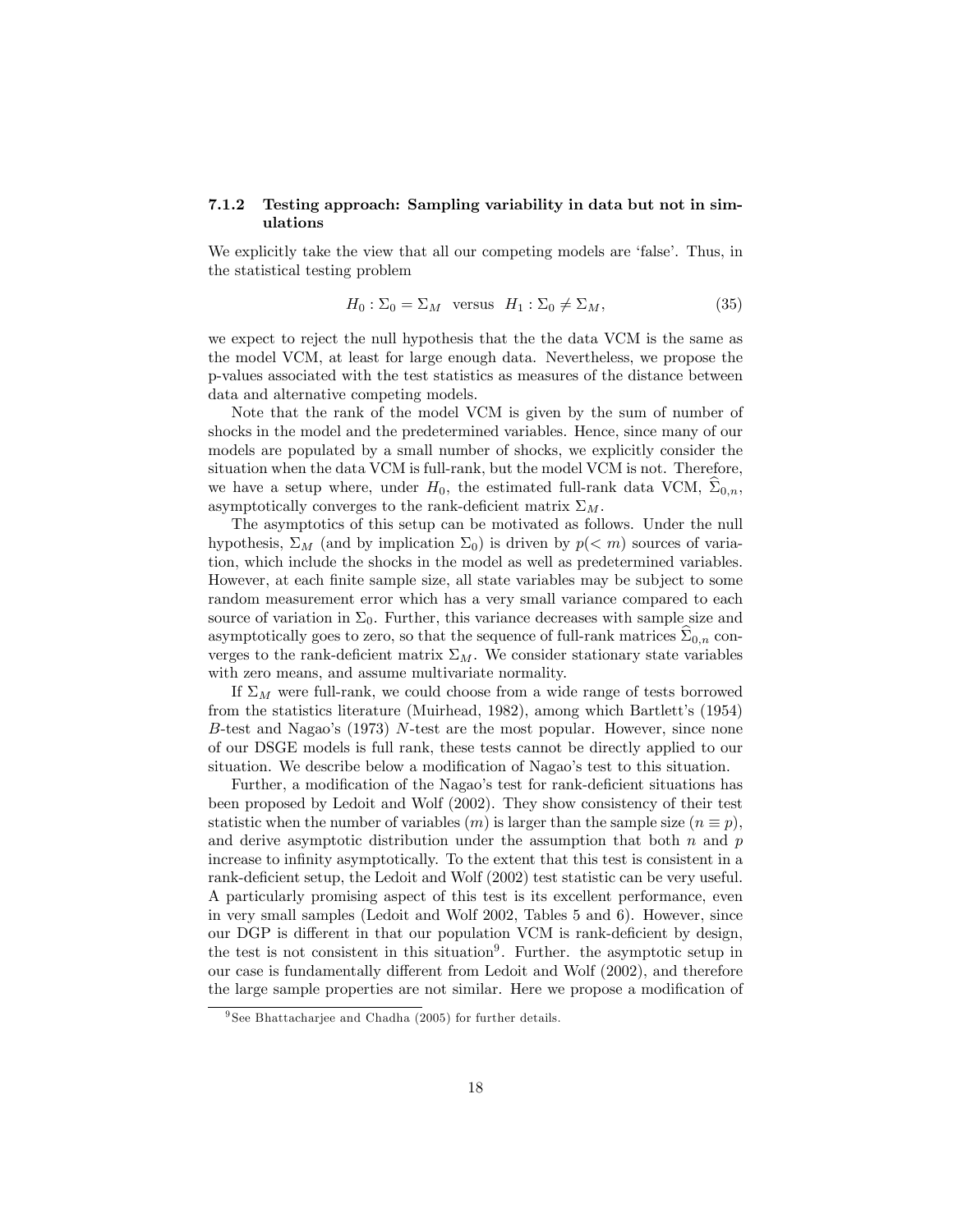### 7.1.2 Testing approach: Sampling variability in data but not in simulations

We explicitly take the view that all our competing models are 'false'. Thus, in the statistical testing problem

$$H_0 : \Sigma_0 = \Sigma_M \quad \text{versus} \quad H_1 : \Sigma_0 \neq \Sigma_M, \tag{35}$$

we expect to reject the null hypothesis that the the data VCM is the same as the model VCM, at least for large enough data. Nevertheless, we propose the p-values associated with the test statistics as measures of the distance between data and alternative competing models.

Note that the rank of the model VCM is given by the sum of number of shocks in the model and the predetermined variables. Hence, since many of our models are populated by a small number of shocks, we explicitly consider the situation when the data VCM is full-rank, but the model VCM is not. Therefore, we have a setup where, under $H_0$, the estimated full-rank data VCM, $\widehat{\Sigma}_{0,n}$, asymptotically converges to the rank-deficient matrix $\Sigma_M$.

The asymptotics of this setup can be motivated as follows. Under the null hypothesis, $\Sigma_M$ (and by implication $\Sigma_0$) is driven by $p(< m)$ sources of variation, which include the shocks in the model as well as predetermined variables. However, at each finite sample size, all state variables may be subject to some random measurement error which has a very small variance compared to each source of variation in $\Sigma_0$. Further, this variance decreases with sample size and asymptotically goes to zero, so that the sequence of full-rank matrices $\widehat{\Sigma}_{0,n}$ converges to the rank-deficient matrix $\Sigma_M$. We consider stationary state variables with zero means, and assume multivariate normality.

If $\Sigma_M$ were full-rank, we could choose from a wide range of tests borrowed from the statistics literature (Muirhead, 1982), among which Bartlett's (1954) $B$-test and Nagao's (1973) $N$-test are the most popular. However, since none of our DSGE models is full rank, these tests cannot be directly applied to our situation. We describe below a modification of Nagao's test to this situation.

Further, a modification of the Nagao's test for rank-deficient situations has been proposed by Ledoit and Wolf (2002). They show consistency of their test statistic when the number of variables ($m$) is larger than the sample size ($n \equiv p$), and derive asymptotic distribution under the assumption that both $n$ and $p$ increase to infinity asymptotically. To the extent that this test is consistent in a rank-deficient setup, the Ledoit and Wolf (2002) test statistic can be very useful. A particularly promising aspect of this test is its excellent performance, even in very small samples (Ledoit and Wolf 2002, Tables 5 and 6). However, since our DGP is different in that our population VCM is rank-deficient by design, the test is not consistent in this situation[9]. Further. the asymptotic setup in our case is fundamentally different from Ledoit and Wolf (2002), and therefore the large sample properties are not similar. Here we propose a modification of

[9] See Bhattacharjee and Chadha (2005) for further details.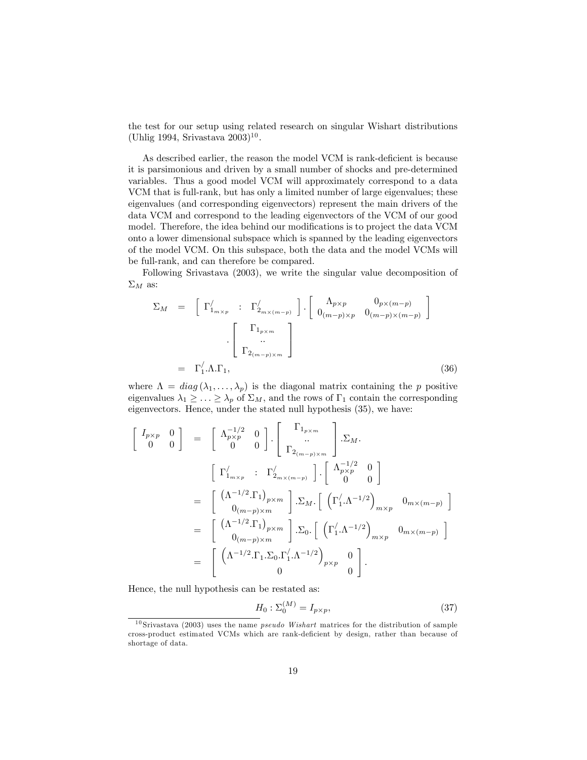the test for our setup using related research on singular Wishart distributions (Uhlig 1994, Srivastava 2003)[10].

As described earlier, the reason the model VCM is rank-deficient is because it is parsimonious and driven by a small number of shocks and pre-determined variables. Thus a good model VCM will approximately correspond to a data VCM that is full-rank, but has only a limited number of large eigenvalues; these eigenvalues (and corresponding eigenvectors) represent the main drivers of the data VCM and correspond to the leading eigenvectors of the VCM of our good model. Therefore, the idea behind our modifications is to project the data VCM onto a lower dimensional subspace which is spanned by the leading eigenvectors of the model VCM. On this subspace, both the data and the model VCMs will be full-rank, and can therefore be compared.

Following Srivastava (2003), we write the singular value decomposition of $\Sigma_M$ as:

$$
\begin{aligned}
\Sigma_M &= \left[ \begin{array}{ccc} \Gamma'_{1_{m\times p}} & : & \Gamma'_{2_{m\times(m-p)}} \end{array} \right] . \left[ \begin{array}{cc} \Lambda_{p\times p} & 0_{p\times(m-p)} \\ 0_{(m-p)\times p} & 0_{(m-p)\times(m-p)} \end{array} \right] \\
&\quad . \left[ \begin{array}{c} \Gamma_{1_{p\times m}} \\ .. \\ \Gamma_{2_{(m-p)\times m}} \end{array} \right] \\
&= \Gamma'_1.\Lambda.\Gamma_1, \qquad (36)
\end{aligned}
$$

where $\Lambda = diag\left(\lambda_1, \ldots, \lambda_p\right)$ is the diagonal matrix containing the $p$ positive eigenvalues $\lambda_1 \geq \ldots \geq \lambda_p$ of $\Sigma_M$, and the rows of $\Gamma_1$ contain the corresponding eigenvectors. Hence, under the stated null hypothesis (35), we have:

$$
\begin{aligned}
\left[ \begin{array}{cc} I_{p\times p} & 0 \\ 0 & 0 \end{array} \right] &= \left[ \begin{array}{cc} \Lambda^{-1/2}_{p\times p} & 0 \\ 0 & 0 \end{array} \right] . \left[ \begin{array}{c} \Gamma_{1_{p\times m}} \\ .. \\ \Gamma_{2_{(m-p)\times m}} \end{array} \right] .\Sigma_M . \\
&\quad \left[ \begin{array}{ccc} \Gamma'_{1_{m\times p}} & : & \Gamma'_{2_{m\times(m-p)}} \end{array} \right] . \left[ \begin{array}{cc} \Lambda^{-1/2}_{p\times p} & 0 \\ 0 & 0 \end{array} \right] \\
&= \left[ \begin{array}{c} \left(\Lambda^{-1/2}.\Gamma_1\right)_{p\times m} \\ 0_{(m-p)\times m} \end{array} \right] .\Sigma_M . \left[ \begin{array}{cc} \left(\Gamma'_1.\Lambda^{-1/2}\right)_{m\times p} & 0_{m\times(m-p)} \end{array} \right] \\
&= \left[ \begin{array}{c} \left(\Lambda^{-1/2}.\Gamma_1\right)_{p\times m} \\ 0_{(m-p)\times m} \end{array} \right] .\Sigma_0 . \left[ \begin{array}{cc} \left(\Gamma'_1.\Lambda^{-1/2}\right)_{m\times p} & 0_{m\times(m-p)} \end{array} \right] \\
&= \left[ \begin{array}{cc} \left(\Lambda^{-1/2}.\Gamma_1.\Sigma_0.\Gamma'_1.\Lambda^{-1/2}\right)_{p\times p} & 0 \\ 0 & 0 \end{array} \right].
\end{aligned}
$$

Hence, the null hypothesis can be restated as:

$$
H_0 : \Sigma_0^{(M)} = I_{p\times p}, \qquad (37)
$$

[10] Srivastava (2003) uses the name *pseudo Wishart* matrices for the distribution of sample cross-product estimated VCMs which are rank-deficient by design, rather than because of shortage of data.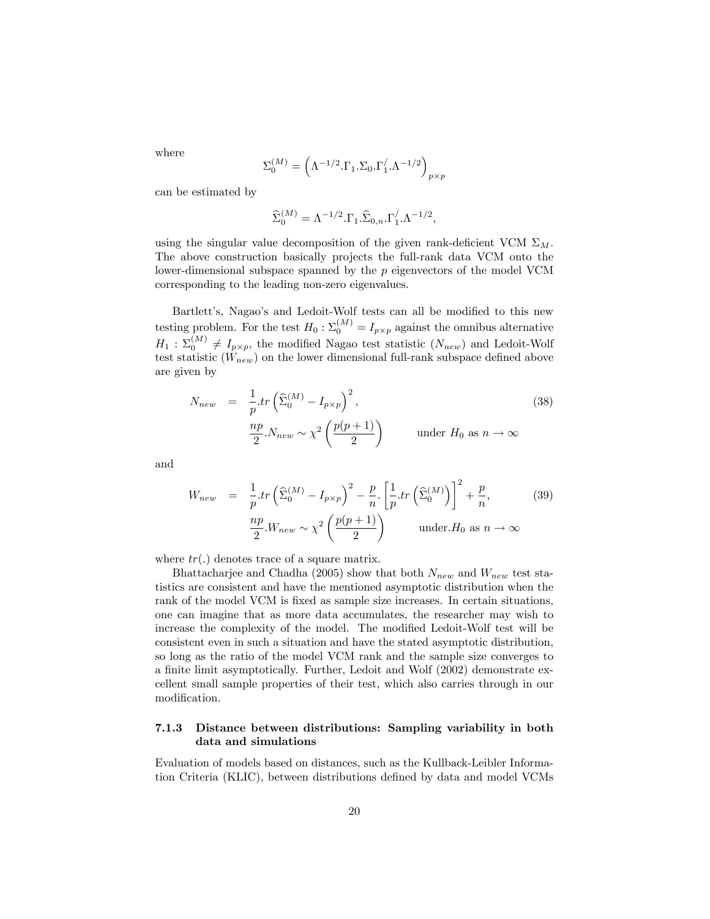where

$$\Sigma_0^{(M)} = \left(\Lambda^{-1/2}.\Gamma_1.\Sigma_0.\Gamma_1^{/}.\Lambda^{-1/2}\right)_{p\times p}$$

can be estimated by

$$\widehat{\Sigma}_0^{(M)} = \Lambda^{-1/2}.\Gamma_1.\widehat{\Sigma}_{0,n}.\Gamma_1^{/}.\Lambda^{-1/2},$$

using the singular value decomposition of the given rank-deficient VCM $\Sigma_M$. The above construction basically projects the full-rank data VCM onto the lower-dimensional subspace spanned by the $p$ eigenvectors of the model VCM corresponding to the leading non-zero eigenvalues.

Bartlett's, Nagao's and Ledoit-Wolf tests can all be modified to this new testing problem. For the test $H_0 : \Sigma_0^{(M)} = I_{p\times p}$ against the omnibus alternative $H_1 : \Sigma_0^{(M)} \neq I_{p\times p}$, the modified Nagao test statistic ($N_{new}$) and Ledoit-Wolf test statistic ($W_{new}$) on the lower dimensional full-rank subspace defined above are given by

$$\begin{aligned} N_{new} &= \frac{1}{p}.tr\left(\widehat{\Sigma}_0^{(M)} - I_{p\times p}\right)^2, \\ &\quad \frac{np}{2}.N_{new} \sim \chi^2\left(\frac{p(p+1)}{2}\right) \qquad \text{under } H_0 \text{ as } n\to\infty \end{aligned} \tag{38}$$

and

$$\begin{aligned} W_{new} &= \frac{1}{p}.tr\left(\widehat{\Sigma}_0^{(M)} - I_{p\times p}\right)^2 - \frac{p}{n}.\left[\frac{1}{p}.tr\left(\widehat{\Sigma}_0^{(M)}\right)\right]^2 + \frac{p}{n}, \\ &\quad \frac{np}{2}.W_{new} \sim \chi^2\left(\frac{p(p+1)}{2}\right) \qquad \text{under.} H_0 \text{ as } n\to\infty \end{aligned} \tag{39}$$

where $tr(.)$ denotes trace of a square matrix.

Bhattacharjee and Chadha (2005) show that both $N_{new}$ and $W_{new}$ test statistics are consistent and have the mentioned asymptotic distribution when the rank of the model VCM is fixed as sample size increases. In certain situations, one can imagine that as more data accumulates, the researcher may wish to increase the complexity of the model. The modified Ledoit-Wolf test will be consistent even in such a situation and have the stated asymptotic distribution, so long as the ratio of the model VCM rank and the sample size converges to a finite limit asymptotically. Further, Ledoit and Wolf (2002) demonstrate excellent small sample properties of their test, which also carries through in our modification.

#### 7.1.3 Distance between distributions: Sampling variability in both data and simulations

Evaluation of models based on distances, such as the Kullback-Leibler Information Criteria (KLIC), between distributions defined by data and model VCMs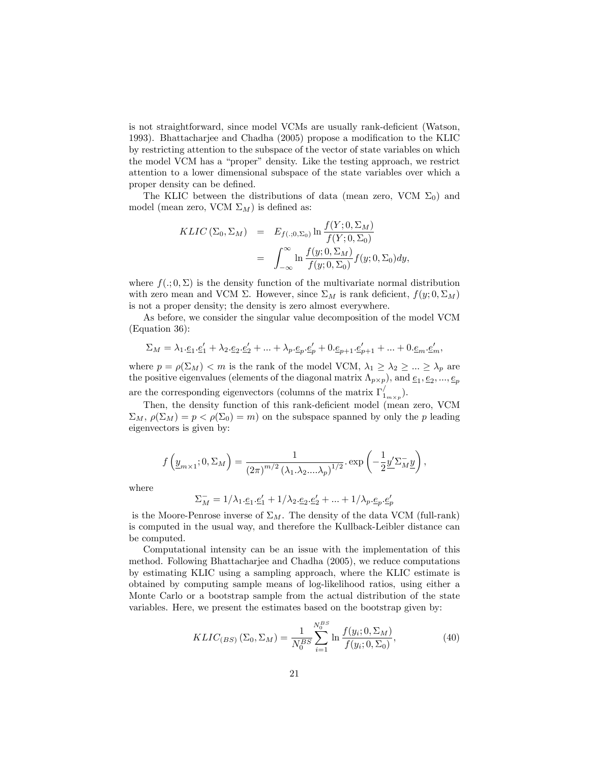is not straightforward, since model VCMs are usually rank-deficient (Watson, 1993). Bhattacharjee and Chadha (2005) propose a modification to the KLIC by restricting attention to the subspace of the vector of state variables on which the model VCM has a "proper" density. Like the testing approach, we restrict attention to a lower dimensional subspace of the state variables over which a proper density can be defined.

The KLIC between the distributions of data (mean zero, VCM $\Sigma_0$) and model (mean zero, VCM $\Sigma_M$) is defined as:

$$
\begin{aligned}
KLIC\left(\Sigma_0, \Sigma_M\right) &= E_{f(.;0,\Sigma_0)} \ln \frac{f(Y;0,\Sigma_M)}{f(Y;0,\Sigma_0)} \\
&= \int_{-\infty}^{\infty} \ln \frac{f(y;0,\Sigma_M)}{f(y;0,\Sigma_0)} f(y;0,\Sigma_0) dy,
\end{aligned}
$$

where $f(.;0,\Sigma)$ is the density function of the multivariate normal distribution with zero mean and VCM $\Sigma$. However, since $\Sigma_M$ is rank deficient, $f(y;0,\Sigma_M)$ is not a proper density; the density is zero almost everywhere.

As before, we consider the singular value decomposition of the model VCM (Equation 36):

$$
\Sigma_M = \lambda_1.\underline{e}_1.\underline{e}_1' + \lambda_2.\underline{e}_2.\underline{e}_2' + ... + \lambda_p.\underline{e}_p.\underline{e}_p' + 0.\underline{e}_{p+1}.\underline{e}_{p+1}' + ... + 0.\underline{e}_m.\underline{e}_m',
$$

where $p = \rho(\Sigma_M) < m$ is the rank of the model VCM, $\lambda_1 \geq \lambda_2 \geq ... \geq \lambda_p$ are the positive eigenvalues (elements of the diagonal matrix $\Lambda_{p\times p}$), and $\underline{e}_1, \underline{e}_2, ..., \underline{e}_p$ are the corresponding eigenvectors (columns of the matrix $\Gamma_{1_{m\times p}}^{/}$).

Then, the density function of this rank-deficient model (mean zero, VCM $\Sigma_M$, $\rho(\Sigma_M) = p < \rho(\Sigma_0) = m$) on the subspace spanned by only the $p$ leading eigenvectors is given by:

$$
f\left(\underline{y}_{m\times 1}; 0, \Sigma_M\right) = \frac{1}{(2\pi)^{m/2} \left(\lambda_1.\lambda_2....\lambda_p\right)^{1/2}} . \exp\left(-\frac{1}{2}\underline{y}'\Sigma_M^{-}\underline{y}\right),
$$

where

$$
\Sigma_M^{-} = 1/\lambda_1.\underline{e}_1.\underline{e}_1' + 1/\lambda_2.\underline{e}_2.\underline{e}_2' + ... + 1/\lambda_p.\underline{e}_p.\underline{e}_p'
$$

is the Moore-Penrose inverse of $\Sigma_M$. The density of the data VCM (full-rank) is computed in the usual way, and therefore the Kullback-Leibler distance can be computed.

Computational intensity can be an issue with the implementation of this method. Following Bhattacharjee and Chadha (2005), we reduce computations by estimating KLIC using a sampling approach, where the KLIC estimate is obtained by computing sample means of log-likelihood ratios, using either a Monte Carlo or a bootstrap sample from the actual distribution of the state variables. Here, we present the estimates based on the bootstrap given by:

$$
KLIC_{(BS)}\left(\Sigma_0, \Sigma_M\right) = \frac{1}{N_0^{BS}} \sum_{i=1}^{N_0^{BS}} \ln \frac{f(y_i;0,\Sigma_M)}{f(y_i;0,\Sigma_0)}, \tag{40}
$$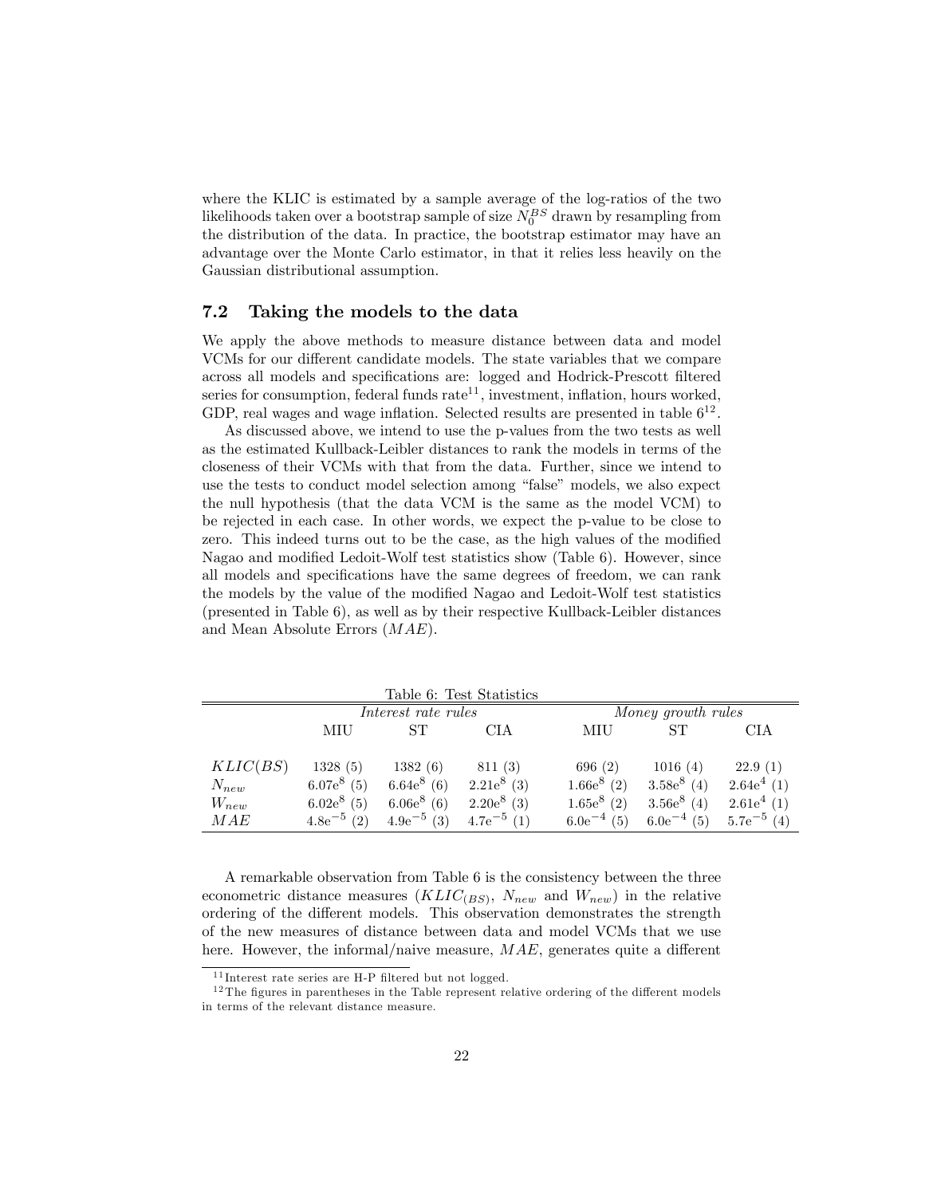where the KLIC is estimated by a sample average of the log-ratios of the two likelihoods taken over a bootstrap sample of size $N_0^{BS}$ drawn by resampling from the distribution of the data. In practice, the bootstrap estimator may have an advantage over the Monte Carlo estimator, in that it relies less heavily on the Gaussian distributional assumption.

### 7.2 Taking the models to the data

We apply the above methods to measure distance between data and model VCMs for our different candidate models. The state variables that we compare across all models and specifications are: logged and Hodrick-Prescott filtered series for consumption, federal funds rate[11], investment, inflation, hours worked, GDP, real wages and wage inflation. Selected results are presented in table 6[12].

As discussed above, we intend to use the p-values from the two tests as well as the estimated Kullback-Leibler distances to rank the models in terms of the closeness of their VCMs with that from the data. Further, since we intend to use the tests to conduct model selection among "false" models, we also expect the null hypothesis (that the data VCM is the same as the model VCM) to be rejected in each case. In other words, we expect the p-value to be close to zero. This indeed turns out to be the case, as the high values of the modified Nagao and modified Ledoit-Wolf test statistics show (Table 6). However, since all models and specifications have the same degrees of freedom, we can rank the models by the value of the modified Nagao and Ledoit-Wolf test statistics (presented in Table 6), as well as by their respective Kullback-Leibler distances and Mean Absolute Errors ($MAE$).

Table 6: Test Statistics

| | *Interest rate rules* | | | *Money growth rules* | | |
|---|---|---|---|---|---|---|
| | MIU | ST | CIA | MIU | ST | CIA |
| $KLIC(BS)$ | 1328 (5) | 1382 (6) | 811 (3) | 696 (2) | 1016 (4) | 22.9 (1) |
| $N_{new}$ | $6.07e^8$ (5) | $6.64e^8$ (6) | $2.21e^8$ (3) | $1.66e^8$ (2) | $3.58e^8$ (4) | $2.64e^4$ (1) |
| $W_{new}$ | $6.02e^8$ (5) | $6.06e^8$ (6) | $2.20e^8$ (3) | $1.65e^8$ (2) | $3.56e^8$ (4) | $2.61e^4$ (1) |
| $MAE$ | $4.8e^{-5}$ (2) | $4.9e^{-5}$ (3) | $4.7e^{-5}$ (1) | $6.0e^{-4}$ (5) | $6.0e^{-4}$ (5) | $5.7e^{-5}$ (4) |

A remarkable observation from Table 6 is the consistency between the three econometric distance measures ($KLIC_{(BS)}$, $N_{new}$ and $W_{new}$) in the relative ordering of the different models. This observation demonstrates the strength of the new measures of distance between data and model VCMs that we use here. However, the informal/naive measure, $MAE$, generates quite a different

[11] Interest rate series are H-P filtered but not logged.

[12] The figures in parentheses in the Table represent relative ordering of the different models in terms of the relevant distance measure.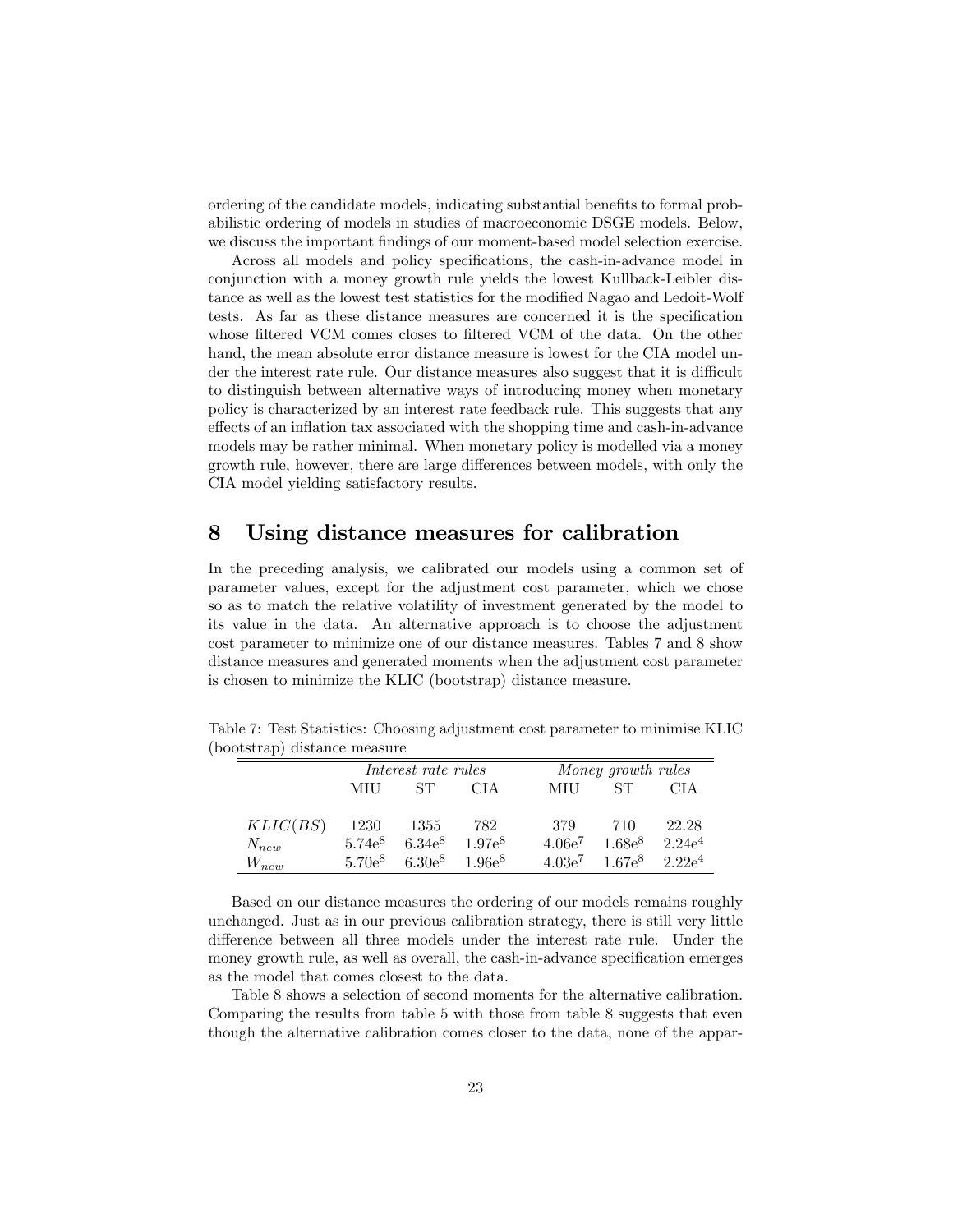ordering of the candidate models, indicating substantial benefits to formal probabilistic ordering of models in studies of macroeconomic DSGE models. Below, we discuss the important findings of our moment-based model selection exercise.

Across all models and policy specifications, the cash-in-advance model in conjunction with a money growth rule yields the lowest Kullback-Leibler distance as well as the lowest test statistics for the modified Nagao and Ledoit-Wolf tests. As far as these distance measures are concerned it is the specification whose filtered VCM comes closes to filtered VCM of the data. On the other hand, the mean absolute error distance measure is lowest for the CIA model under the interest rate rule. Our distance measures also suggest that it is difficult to distinguish between alternative ways of introducing money when monetary policy is characterized by an interest rate feedback rule. This suggests that any effects of an inflation tax associated with the shopping time and cash-in-advance models may be rather minimal. When monetary policy is modelled via a money growth rule, however, there are large differences between models, with only the CIA model yielding satisfactory results.

# 8 Using distance measures for calibration

In the preceding analysis, we calibrated our models using a common set of parameter values, except for the adjustment cost parameter, which we chose so as to match the relative volatility of investment generated by the model to its value in the data. An alternative approach is to choose the adjustment cost parameter to minimize one of our distance measures. Tables 7 and 8 show distance measures and generated moments when the adjustment cost parameter is chosen to minimize the KLIC (bootstrap) distance measure.

Table 7: Test Statistics: Choosing adjustment cost parameter to minimise KLIC (bootstrap) distance measure

| | *Interest rate rules* | | | *Money growth rules* | | |
|---|---|---|---|---|---|---|
| | MIU | ST | CIA | MIU | ST | CIA |
| $KLIC(BS)$ | 1230 | 1355 | 782 | 379 | 710 | 22.28 |
| $N_{new}$ | $5.74e^{8}$ | $6.34e^{8}$ | $1.97e^{8}$ | $4.06e^{7}$ | $1.68e^{8}$ | $2.24e^{4}$ |
| $W_{new}$ | $5.70e^{8}$ | $6.30e^{8}$ | $1.96e^{8}$ | $4.03e^{7}$ | $1.67e^{8}$ | $2.22e^{4}$ |

Based on our distance measures the ordering of our models remains roughly unchanged. Just as in our previous calibration strategy, there is still very little difference between all three models under the interest rate rule. Under the money growth rule, as well as overall, the cash-in-advance specification emerges as the model that comes closest to the data.

Table 8 shows a selection of second moments for the alternative calibration. Comparing the results from table 5 with those from table 8 suggests that even though the alternative calibration comes closer to the data, none of the appar-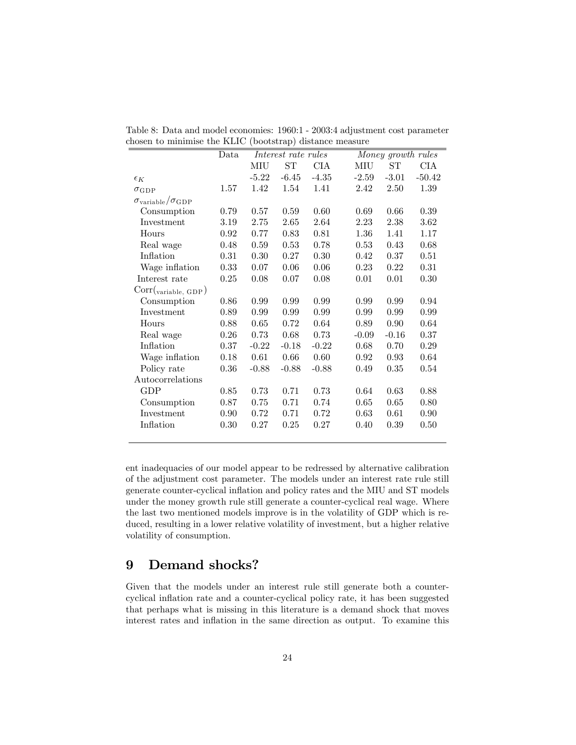Table 8: Data and model economies: 1960:1 - 2003:4 adjustment cost parameter chosen to minimise the KLIC (bootstrap) distance measure

| | Data | *Interest rate rules* | | | *Money growth rules* | | |
|---|---|---|---|---|---|---|---|
| | | MIU | ST | CIA | MIU | ST | CIA |
| $\epsilon_K$ | | -5.22 | -6.45 | -4.35 | -2.59 | -3.01 | -50.42 |
| $\sigma_{\text{GDP}}$ | 1.57 | 1.42 | 1.54 | 1.41 | 2.42 | 2.50 | 1.39 |
| $\sigma_{\text{variable}}/\sigma_{\text{GDP}}$ | | | | | | | |
| Consumption | 0.79 | 0.57 | 0.59 | 0.60 | 0.69 | 0.66 | 0.39 |
| Investment | 3.19 | 2.75 | 2.65 | 2.64 | 2.23 | 2.38 | 3.62 |
| Hours | 0.92 | 0.77 | 0.83 | 0.81 | 1.36 | 1.41 | 1.17 |
| Real wage | 0.48 | 0.59 | 0.53 | 0.78 | 0.53 | 0.43 | 0.68 |
| Inflation | 0.31 | 0.30 | 0.27 | 0.30 | 0.42 | 0.37 | 0.51 |
| Wage inflation | 0.33 | 0.07 | 0.06 | 0.06 | 0.23 | 0.22 | 0.31 |
| Interest rate | 0.25 | 0.08 | 0.07 | 0.08 | 0.01 | 0.01 | 0.30 |
| $\text{Corr}(_{\text{variable, GDP}})$ | | | | | | | |
| Consumption | 0.86 | 0.99 | 0.99 | 0.99 | 0.99 | 0.99 | 0.94 |
| Investment | 0.89 | 0.99 | 0.99 | 0.99 | 0.99 | 0.99 | 0.99 |
| Hours | 0.88 | 0.65 | 0.72 | 0.64 | 0.89 | 0.90 | 0.64 |
| Real wage | 0.26 | 0.73 | 0.68 | 0.73 | -0.09 | -0.16 | 0.37 |
| Inflation | 0.37 | -0.22 | -0.18 | -0.22 | 0.68 | 0.70 | 0.29 |
| Wage inflation | 0.18 | 0.61 | 0.66 | 0.60 | 0.92 | 0.93 | 0.64 |
| Policy rate | 0.36 | -0.88 | -0.88 | -0.88 | 0.49 | 0.35 | 0.54 |
| Autocorrelations | | | | | | | |
| GDP | 0.85 | 0.73 | 0.71 | 0.73 | 0.64 | 0.63 | 0.88 |
| Consumption | 0.87 | 0.75 | 0.71 | 0.74 | 0.65 | 0.65 | 0.80 |
| Investment | 0.90 | 0.72 | 0.71 | 0.72 | 0.63 | 0.61 | 0.90 |
| Inflation | 0.30 | 0.27 | 0.25 | 0.27 | 0.40 | 0.39 | 0.50 |

ent inadequacies of our model appear to be redressed by alternative calibration of the adjustment cost parameter. The models under an interest rate rule still generate counter-cyclical inflation and policy rates and the MIU and ST models under the money growth rule still generate a counter-cyclical real wage. Where the last two mentioned models improve is in the volatility of GDP which is reduced, resulting in a lower relative volatility of investment, but a higher relative volatility of consumption.

## 9 Demand shocks?

Given that the models under an interest rule still generate both a counter-cyclical inflation rate and a counter-cyclical policy rate, it has been suggested that perhaps what is missing in this literature is a demand shock that moves interest rates and inflation in the same direction as output. To examine this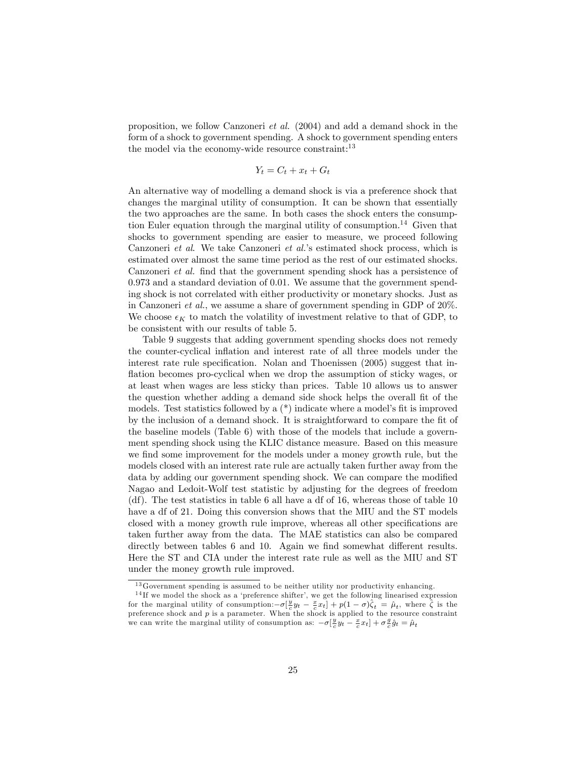proposition, we follow Canzoneri *et al.* (2004) and add a demand shock in the form of a shock to government spending. A shock to government spending enters the model via the economy-wide resource constraint:[13]

$$Y_t = C_t + x_t + G_t$$

An alternative way of modelling a demand shock is via a preference shock that changes the marginal utility of consumption. It can be shown that essentially the two approaches are the same. In both cases the shock enters the consumption Euler equation through the marginal utility of consumption.[14] Given that shocks to government spending are easier to measure, we proceed following Canzoneri *et al*. We take Canzoneri *et al.*'s estimated shock process, which is estimated over almost the same time period as the rest of our estimated shocks. Canzoneri *et al.* find that the government spending shock has a persistence of 0.973 and a standard deviation of 0.01. We assume that the government spending shock is not correlated with either productivity or monetary shocks. Just as in Canzoneri *et al.*, we assume a share of government spending in GDP of 20%. We choose $\epsilon_K$ to match the volatility of investment relative to that of GDP, to be consistent with our results of table 5.

Table 9 suggests that adding government spending shocks does not remedy the counter-cyclical inflation and interest rate of all three models under the interest rate rule specification. Nolan and Thoenissen (2005) suggest that inflation becomes pro-cyclical when we drop the assumption of sticky wages, or at least when wages are less sticky than prices. Table 10 allows us to answer the question whether adding a demand side shock helps the overall fit of the models. Test statistics followed by a (*) indicate where a model's fit is improved by the inclusion of a demand shock. It is straightforward to compare the fit of the baseline models (Table 6) with those of the models that include a government spending shock using the KLIC distance measure. Based on this measure we find some improvement for the models under a money growth rule, but the models closed with an interest rate rule are actually taken further away from the data by adding our government spending shock. We can compare the modified Nagao and Ledoit-Wolf test statistic by adjusting for the degrees of freedom (df). The test statistics in table 6 all have a df of 16, whereas those of table 10 have a df of 21. Doing this conversion shows that the MIU and the ST models closed with a money growth rule improve, whereas all other specifications are taken further away from the data. The MAE statistics can also be compared directly between tables 6 and 10. Again we find somewhat different results. Here the ST and CIA under the interest rate rule as well as the MIU and ST under the money growth rule improved.

---

[13] Government spending is assumed to be neither utility nor productivity enhancing.

[14] If we model the shock as a 'preference shifter', we get the following linearised expression for the marginal utility of consumption: $-\sigma[\frac{y}{c}y_t - \frac{x}{c}x_t] + p(1-\sigma)\hat{\zeta}_t = \hat{\mu}_t$, where $\hat{\zeta}$ is the preference shock and $p$ is a parameter. When the shock is applied to the resource constraint we can write the marginal utility of consumption as: $-\sigma[\frac{y}{c}y_t - \frac{x}{c}x_t] + \sigma\frac{g}{c}\hat{g}_t = \hat{\mu}_t$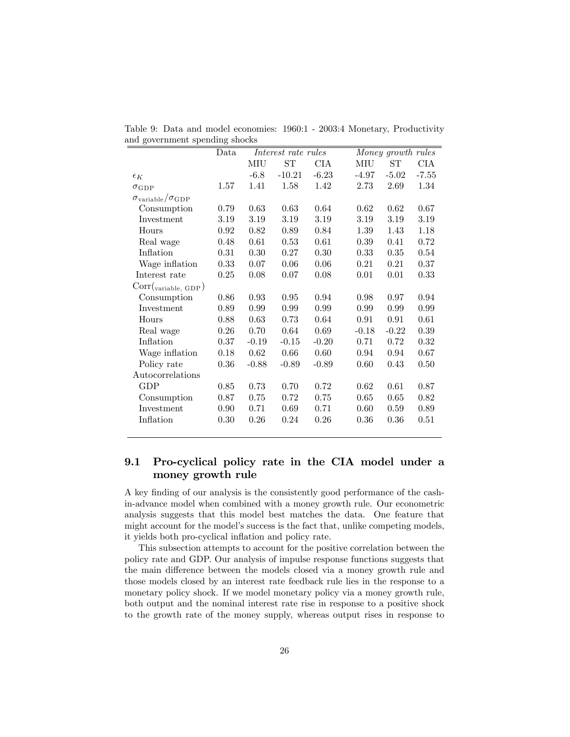Table 9: Data and model economies: 1960:1 - 2003:4 Monetary, Productivity and government spending shocks

| | Data | *Interest rate rules* | | | *Money growth rules* | | |
|---|---|---|---|---|---|---|---|
| | | MIU | ST | CIA | MIU | ST | CIA |
| $\epsilon_K$ | | -6.8 | -10.21 | -6.23 | -4.97 | -5.02 | -7.55 |
| $\sigma_{\text{GDP}}$ | 1.57 | 1.41 | 1.58 | 1.42 | 2.73 | 2.69 | 1.34 |
| $\sigma_{\text{variable}}/\sigma_{\text{GDP}}$ | | | | | | | |
| Consumption | 0.79 | 0.63 | 0.63 | 0.64 | 0.62 | 0.62 | 0.67 |
| Investment | 3.19 | 3.19 | 3.19 | 3.19 | 3.19 | 3.19 | 3.19 |
| Hours | 0.92 | 0.82 | 0.89 | 0.84 | 1.39 | 1.43 | 1.18 |
| Real wage | 0.48 | 0.61 | 0.53 | 0.61 | 0.39 | 0.41 | 0.72 |
| Inflation | 0.31 | 0.30 | 0.27 | 0.30 | 0.33 | 0.35 | 0.54 |
| Wage inflation | 0.33 | 0.07 | 0.06 | 0.06 | 0.21 | 0.21 | 0.37 |
| Interest rate | 0.25 | 0.08 | 0.07 | 0.08 | 0.01 | 0.01 | 0.33 |
| $\text{Corr}(_{\text{variable, GDP}})$ | | | | | | | |
| Consumption | 0.86 | 0.93 | 0.95 | 0.94 | 0.98 | 0.97 | 0.94 |
| Investment | 0.89 | 0.99 | 0.99 | 0.99 | 0.99 | 0.99 | 0.99 |
| Hours | 0.88 | 0.63 | 0.73 | 0.64 | 0.91 | 0.91 | 0.61 |
| Real wage | 0.26 | 0.70 | 0.64 | 0.69 | -0.18 | -0.22 | 0.39 |
| Inflation | 0.37 | -0.19 | -0.15 | -0.20 | 0.71 | 0.72 | 0.32 |
| Wage inflation | 0.18 | 0.62 | 0.66 | 0.60 | 0.94 | 0.94 | 0.67 |
| Policy rate | 0.36 | -0.88 | -0.89 | -0.89 | 0.60 | 0.43 | 0.50 |
| Autocorrelations | | | | | | | |
| GDP | 0.85 | 0.73 | 0.70 | 0.72 | 0.62 | 0.61 | 0.87 |
| Consumption | 0.87 | 0.75 | 0.72 | 0.75 | 0.65 | 0.65 | 0.82 |
| Investment | 0.90 | 0.71 | 0.69 | 0.71 | 0.60 | 0.59 | 0.89 |
| Inflation | 0.30 | 0.26 | 0.24 | 0.26 | 0.36 | 0.36 | 0.51 |

### 9.1 Pro-cyclical policy rate in the CIA model under a money growth rule

A key finding of our analysis is the consistently good performance of the cash-in-advance model when combined with a money growth rule. Our econometric analysis suggests that this model best matches the data. One feature that might account for the model's success is the fact that, unlike competing models, it yields both pro-cyclical inflation and policy rate.

This subsection attempts to account for the positive correlation between the policy rate and GDP. Our analysis of impulse response functions suggests that the main difference between the models closed via a money growth rule and those models closed by an interest rate feedback rule lies in the response to a monetary policy shock. If we model monetary policy via a money growth rule, both output and the nominal interest rate rise in response to a positive shock to the growth rate of the money supply, whereas output rises in response to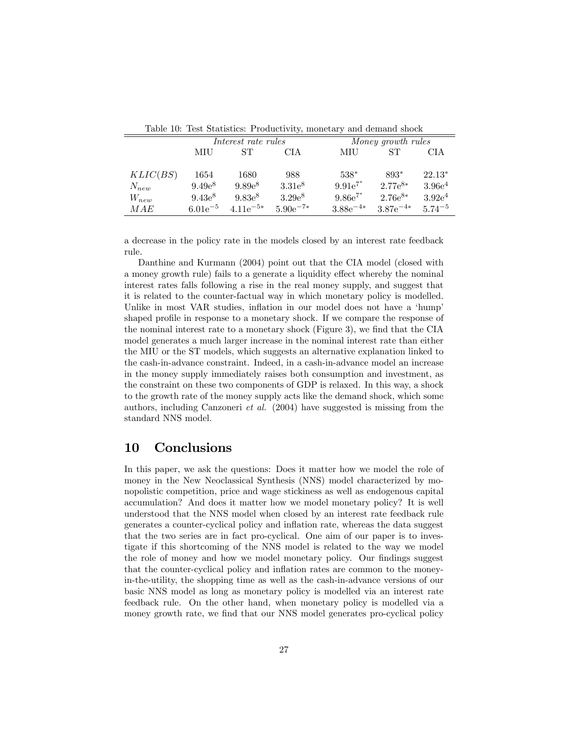Table 10: Test Statistics: Productivity, monetary and demand shock

| | *Interest rate rules* | | | *Money growth rules* | | |
|---|---|---|---|---|---|---|
| | MIU | ST | CIA | MIU | ST | CIA |
| $KLIC(BS)$ | 1654 | 1680 | 988 | 538* | 893* | 22.13* |
| $N_{new}$ | $9.49e^{8}$ | $9.89e^{8}$ | $3.31e^{8}$ | $9.91e^{7^{*}}$ | $2.77e^{8*}$ | $3.96e^{4}$ |
| $W_{new}$ | $9.43e^{8}$ | $9.83e^{8}$ | $3.29e^{8}$ | $9.86e^{7^{*}}$ | $2.76e^{8*}$ | $3.92e^{4}$ |
| $MAE$ | $6.01e^{-5}$ | $4.11e^{-5*}$ | $5.90e^{-7*}$ | $3.88e^{-4*}$ | $3.87e^{-4*}$ | $5.74^{-5}$ |

a decrease in the policy rate in the models closed by an interest rate feedback rule.

Danthine and Kurmann (2004) point out that the CIA model (closed with a money growth rule) fails to a generate a liquidity effect whereby the nominal interest rates falls following a rise in the real money supply, and suggest that it is related to the counter-factual way in which monetary policy is modelled. Unlike in most VAR studies, inflation in our model does not have a 'hump' shaped profile in response to a monetary shock. If we compare the response of the nominal interest rate to a monetary shock (Figure 3), we find that the CIA model generates a much larger increase in the nominal interest rate than either the MIU or the ST models, which suggests an alternative explanation linked to the cash-in-advance constraint. Indeed, in a cash-in-advance model an increase in the money supply immediately raises both consumption and investment, as the constraint on these two components of GDP is relaxed. In this way, a shock to the growth rate of the money supply acts like the demand shock, which some authors, including Canzoneri *et al.* (2004) have suggested is missing from the standard NNS model.

## 10 Conclusions

In this paper, we ask the questions: Does it matter how we model the role of money in the New Neoclassical Synthesis (NNS) model characterized by monopolistic competition, price and wage stickiness as well as endogenous capital accumulation? And does it matter how we model monetary policy? It is well understood that the NNS model when closed by an interest rate feedback rule generates a counter-cyclical policy and inflation rate, whereas the data suggest that the two series are in fact pro-cyclical. One aim of our paper is to investigate if this shortcoming of the NNS model is related to the way we model the role of money and how we model monetary policy. Our findings suggest that the counter-cyclical policy and inflation rates are common to the money-in-the-utility, the shopping time as well as the cash-in-advance versions of our basic NNS model as long as monetary policy is modelled via an interest rate feedback rule. On the other hand, when monetary policy is modelled via a money growth rate, we find that our NNS model generates pro-cyclical policy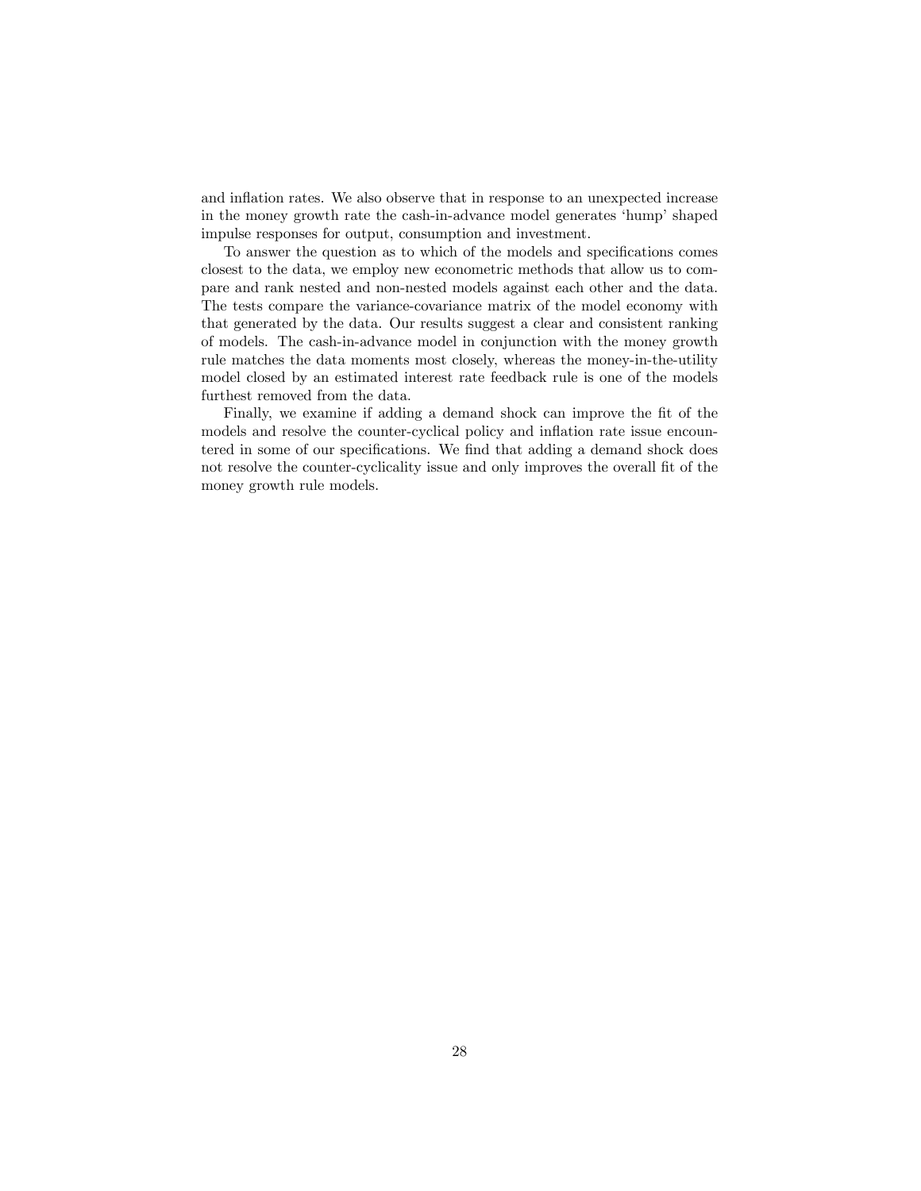and inflation rates. We also observe that in response to an unexpected increase in the money growth rate the cash-in-advance model generates 'hump' shaped impulse responses for output, consumption and investment.

To answer the question as to which of the models and specifications comes closest to the data, we employ new econometric methods that allow us to compare and rank nested and non-nested models against each other and the data. The tests compare the variance-covariance matrix of the model economy with that generated by the data. Our results suggest a clear and consistent ranking of models. The cash-in-advance model in conjunction with the money growth rule matches the data moments most closely, whereas the money-in-the-utility model closed by an estimated interest rate feedback rule is one of the models furthest removed from the data.

Finally, we examine if adding a demand shock can improve the fit of the models and resolve the counter-cyclical policy and inflation rate issue encountered in some of our specifications. We find that adding a demand shock does not resolve the counter-cyclicality issue and only improves the overall fit of the money growth rule models.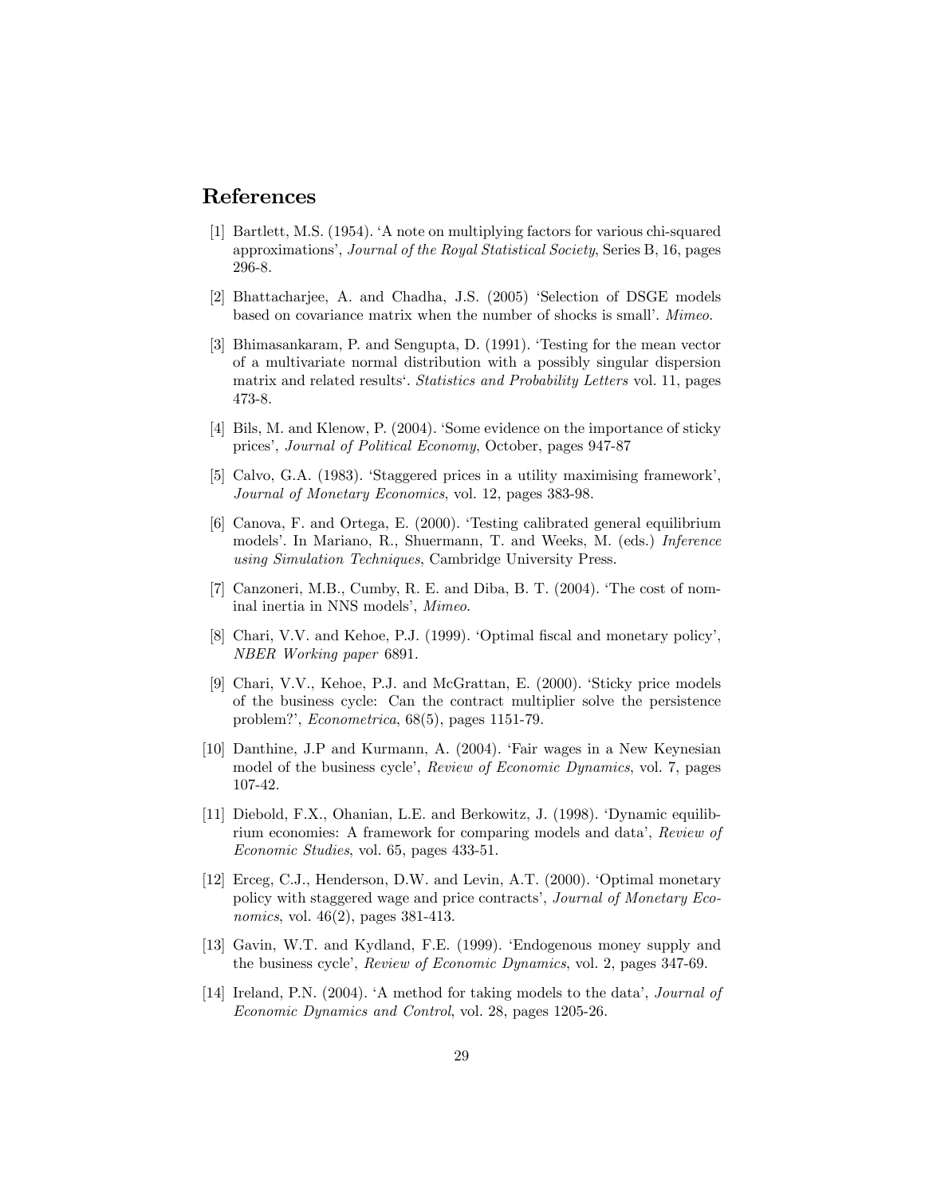# References

[1] Bartlett, M.S. (1954). 'A note on multiplying factors for various chi-squared approximations', *Journal of the Royal Statistical Society*, Series B, 16, pages 296-8.

[2] Bhattacharjee, A. and Chadha, J.S. (2005) 'Selection of DSGE models based on covariance matrix when the number of shocks is small'. *Mimeo*.

[3] Bhimasankaram, P. and Sengupta, D. (1991). 'Testing for the mean vector of a multivariate normal distribution with a possibly singular dispersion matrix and related results'. *Statistics and Probability Letters* vol. 11, pages 473-8.

[4] Bils, M. and Klenow, P. (2004). 'Some evidence on the importance of sticky prices', *Journal of Political Economy*, October, pages 947-87

[5] Calvo, G.A. (1983). 'Staggered prices in a utility maximising framework', *Journal of Monetary Economics*, vol. 12, pages 383-98.

[6] Canova, F. and Ortega, E. (2000). 'Testing calibrated general equilibrium models'. In Mariano, R., Shuermann, T. and Weeks, M. (eds.) *Inference using Simulation Techniques*, Cambridge University Press.

[7] Canzoneri, M.B., Cumby, R. E. and Diba, B. T. (2004). 'The cost of nominal inertia in NNS models', *Mimeo*.

[8] Chari, V.V. and Kehoe, P.J. (1999). 'Optimal fiscal and monetary policy', *NBER Working paper* 6891.

[9] Chari, V.V., Kehoe, P.J. and McGrattan, E. (2000). 'Sticky price models of the business cycle: Can the contract multiplier solve the persistence problem?', *Econometrica*, 68(5), pages 1151-79.

[10] Danthine, J.P and Kurmann, A. (2004). 'Fair wages in a New Keynesian model of the business cycle', *Review of Economic Dynamics*, vol. 7, pages 107-42.

[11] Diebold, F.X., Ohanian, L.E. and Berkowitz, J. (1998). 'Dynamic equilibrium economies: A framework for comparing models and data', *Review of Economic Studies*, vol. 65, pages 433-51.

[12] Erceg, C.J., Henderson, D.W. and Levin, A.T. (2000). 'Optimal monetary policy with staggered wage and price contracts', *Journal of Monetary Economics*, vol. 46(2), pages 381-413.

[13] Gavin, W.T. and Kydland, F.E. (1999). 'Endogenous money supply and the business cycle', *Review of Economic Dynamics*, vol. 2, pages 347-69.

[14] Ireland, P.N. (2004). 'A method for taking models to the data', *Journal of Economic Dynamics and Control*, vol. 28, pages 1205-26.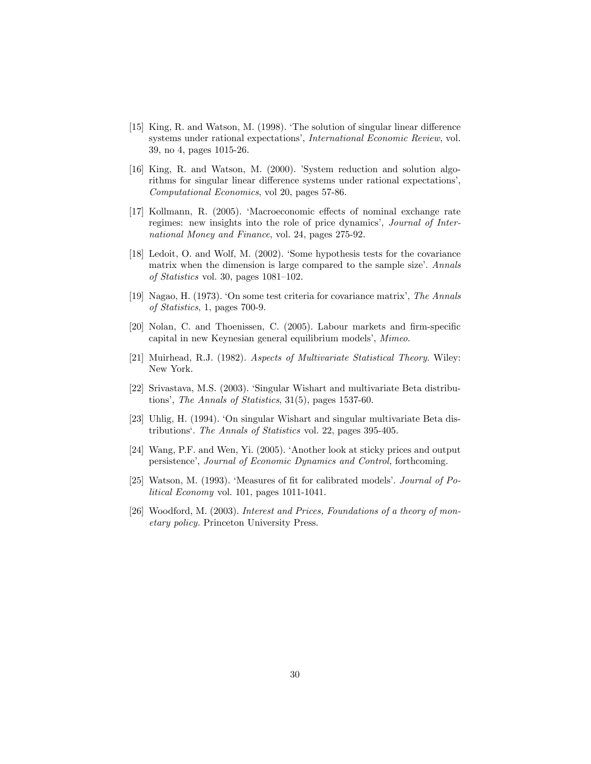[15] King, R. and Watson, M. (1998). 'The solution of singular linear difference systems under rational expectations', *International Economic Review*, vol. 39, no 4, pages 1015-26.

[16] King, R. and Watson, M. (2000). 'System reduction and solution algorithms for singular linear difference systems under rational expectations', *Computational Economics*, vol 20, pages 57-86.

[17] Kollmann, R. (2005). 'Macroeconomic effects of nominal exchange rate regimes: new insights into the role of price dynamics', *Journal of International Money and Finance*, vol. 24, pages 275-92.

[18] Ledoit, O. and Wolf, M. (2002). 'Some hypothesis tests for the covariance matrix when the dimension is large compared to the sample size'. *Annals of Statistics* vol. 30, pages 1081–102.

[19] Nagao, H. (1973). 'On some test criteria for covariance matrix', *The Annals of Statistics*, 1, pages 700-9.

[20] Nolan, C. and Thoenissen, C. (2005). Labour markets and firm-specific capital in new Keynesian general equilibrium models', *Mimeo*.

[21] Muirhead, R.J. (1982). *Aspects of Multivariate Statistical Theory*. Wiley: New York.

[22] Srivastava, M.S. (2003). 'Singular Wishart and multivariate Beta distributions', *The Annals of Statistics*, 31(5), pages 1537-60.

[23] Uhlig, H. (1994). 'On singular Wishart and singular multivariate Beta distributions'. *The Annals of Statistics* vol. 22, pages 395-405.

[24] Wang, P.F. and Wen, Yi. (2005). 'Another look at sticky prices and output persistence', *Journal of Economic Dynamics and Control,* forthcoming.

[25] Watson, M. (1993). 'Measures of fit for calibrated models'. *Journal of Political Economy* vol. 101, pages 1011-1041.

[26] Woodford, M. (2003). *Interest and Prices, Foundations of a theory of monetary policy.* Princeton University Press.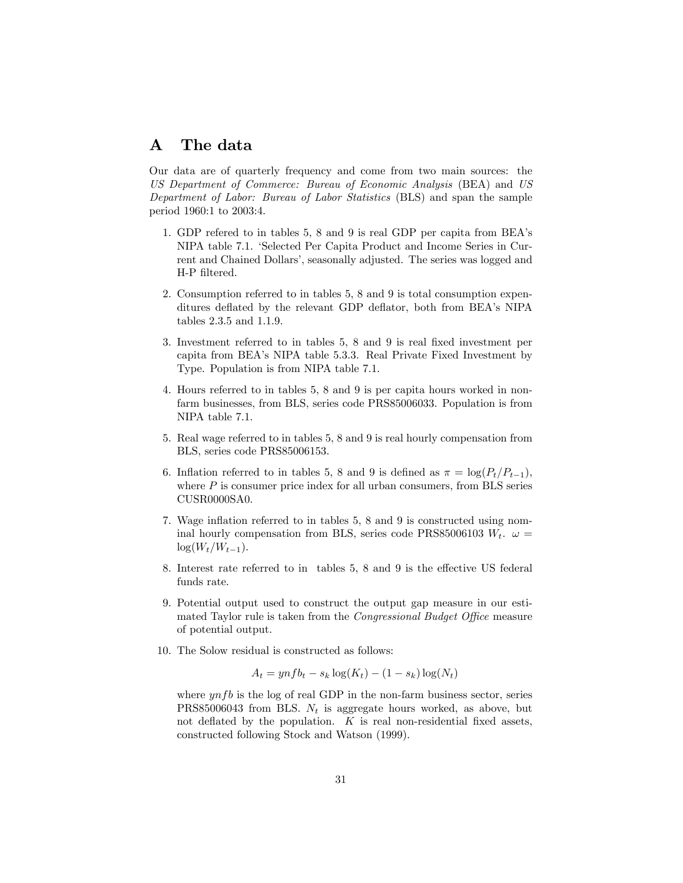# A The data

Our data are of quarterly frequency and come from two main sources: the *US Department of Commerce: Bureau of Economic Analysis* (BEA) and *US Department of Labor: Bureau of Labor Statistics* (BLS) and span the sample period 1960:1 to 2003:4.

1. GDP refered to in tables 5, 8 and 9 is real GDP per capita from BEA's NIPA table 7.1. 'Selected Per Capita Product and Income Series in Current and Chained Dollars', seasonally adjusted. The series was logged and H-P filtered.

2. Consumption referred to in tables 5, 8 and 9 is total consumption expenditures deflated by the relevant GDP deflator, both from BEA's NIPA tables 2.3.5 and 1.1.9.

3. Investment referred to in tables 5, 8 and 9 is real fixed investment per capita from BEA's NIPA table 5.3.3. Real Private Fixed Investment by Type. Population is from NIPA table 7.1.

4. Hours referred to in tables 5, 8 and 9 is per capita hours worked in non-farm businesses, from BLS, series code PRS85006033. Population is from NIPA table 7.1.

5. Real wage referred to in tables 5, 8 and 9 is real hourly compensation from BLS, series code PRS85006153.

6. Inflation referred to in tables 5, 8 and 9 is defined as $\pi = \log(P_t/P_{t-1})$, where $P$ is consumer price index for all urban consumers, from BLS series CUSR0000SA0.

7. Wage inflation referred to in tables 5, 8 and 9 is constructed using nominal hourly compensation from BLS, series code PRS85006103 $W_t$. $\omega = \log(W_t/W_{t-1})$.

8. Interest rate referred to in tables 5, 8 and 9 is the effective US federal funds rate.

9. Potential output used to construct the output gap measure in our estimated Taylor rule is taken from the *Congressional Budget Office* measure of potential output.

10. The Solow residual is constructed as follows:

$$A_t = ynfb_t - s_k \log(K_t) - (1 - s_k) \log(N_t)$$

where $ynfb$ is the log of real GDP in the non-farm business sector, series PRS85006043 from BLS. $N_t$ is aggregate hours worked, as above, but not deflated by the population. $K$ is real non-residential fixed assets, constructed following Stock and Watson (1999).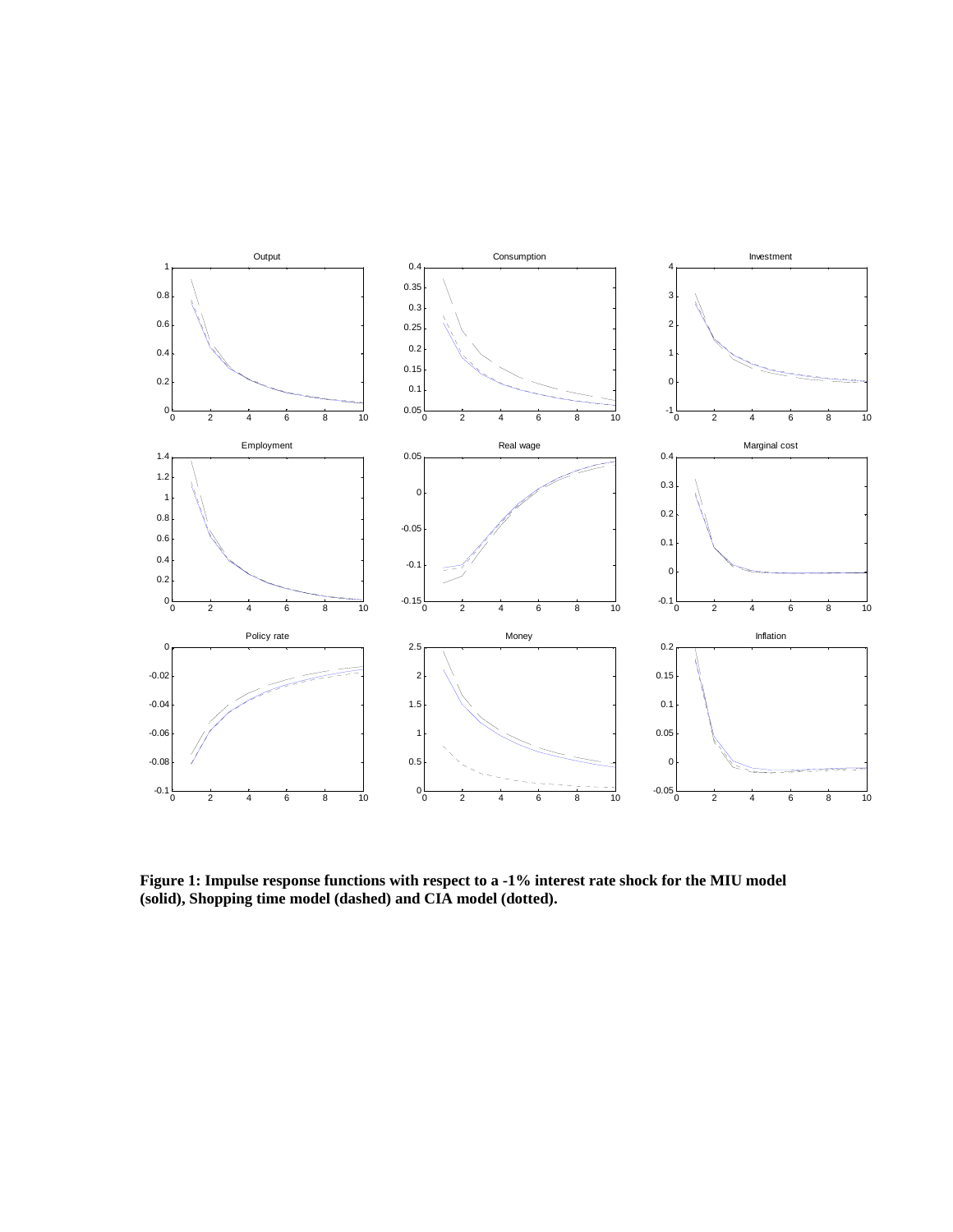**Figure 1: Impulse response functions with respect to a -1% interest rate shock for the MIU model (solid), Shopping time model (dashed) and CIA model (dotted).**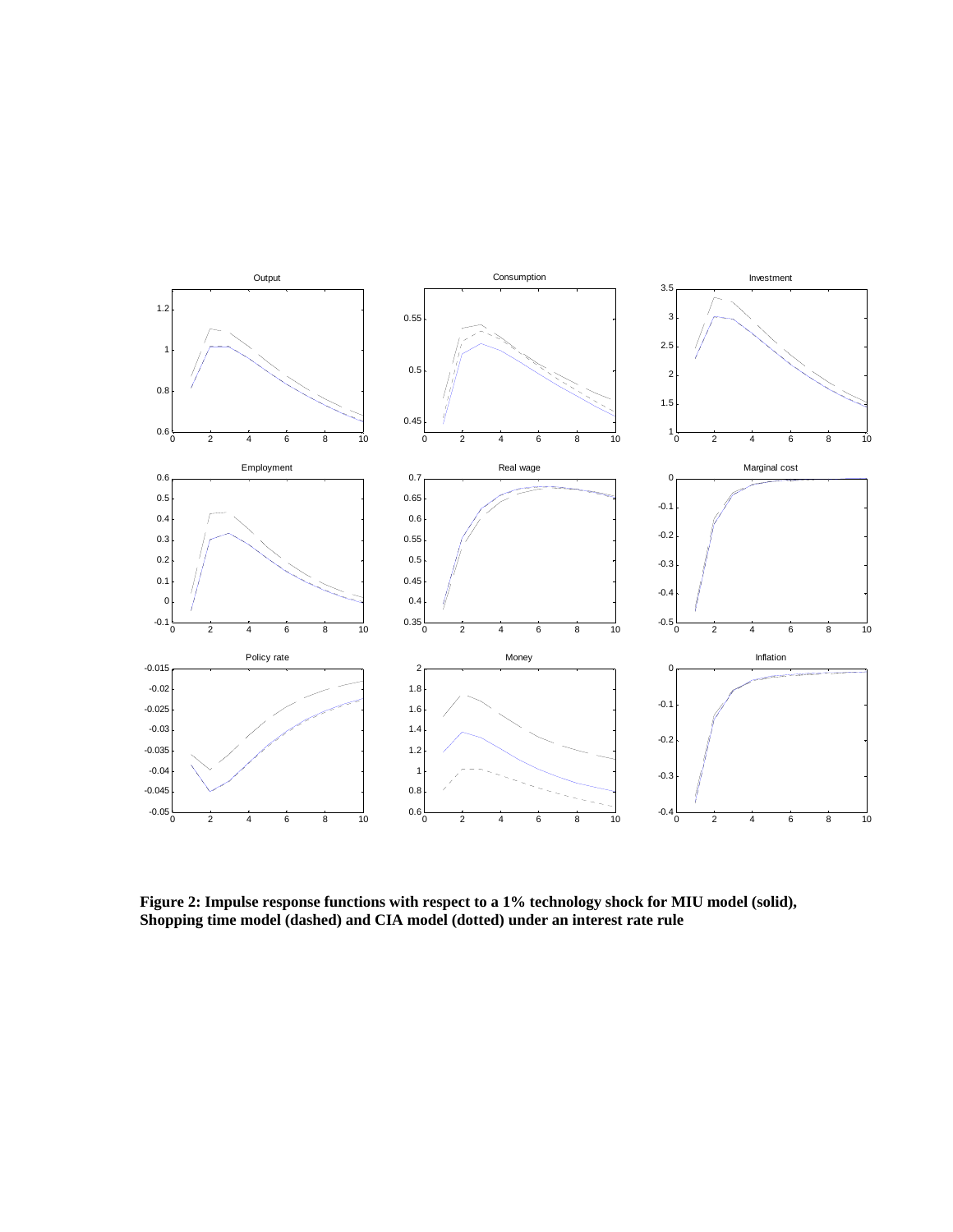**Figure 2: Impulse response functions with respect to a 1% technology shock for MIU model (solid), Shopping time model (dashed) and CIA model (dotted) under an interest rate rule**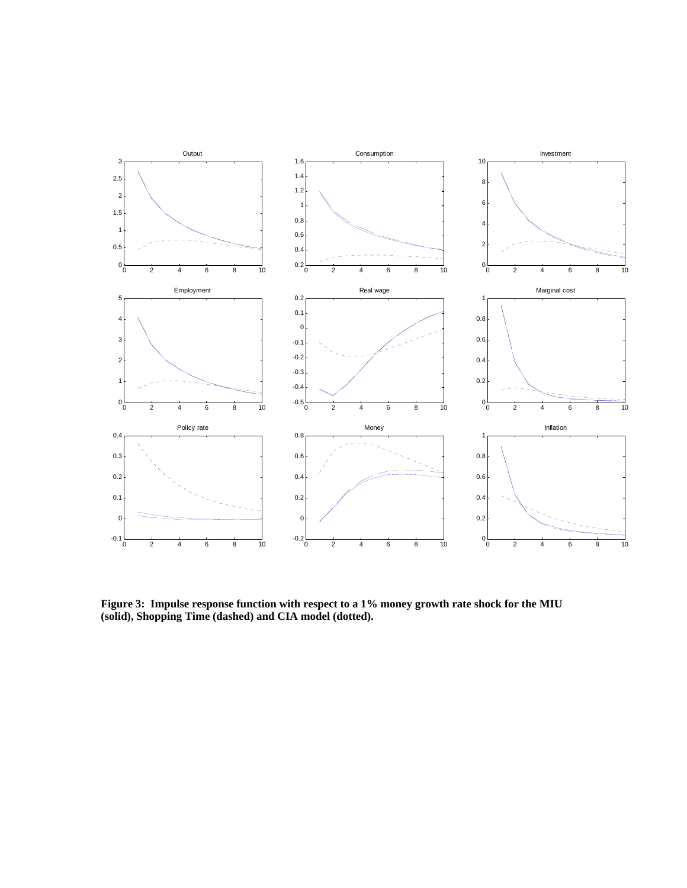**Figure 3: Impulse response function with respect to a 1% money growth rate shock for the MIU (solid), Shopping Time (dashed) and CIA model (dotted).**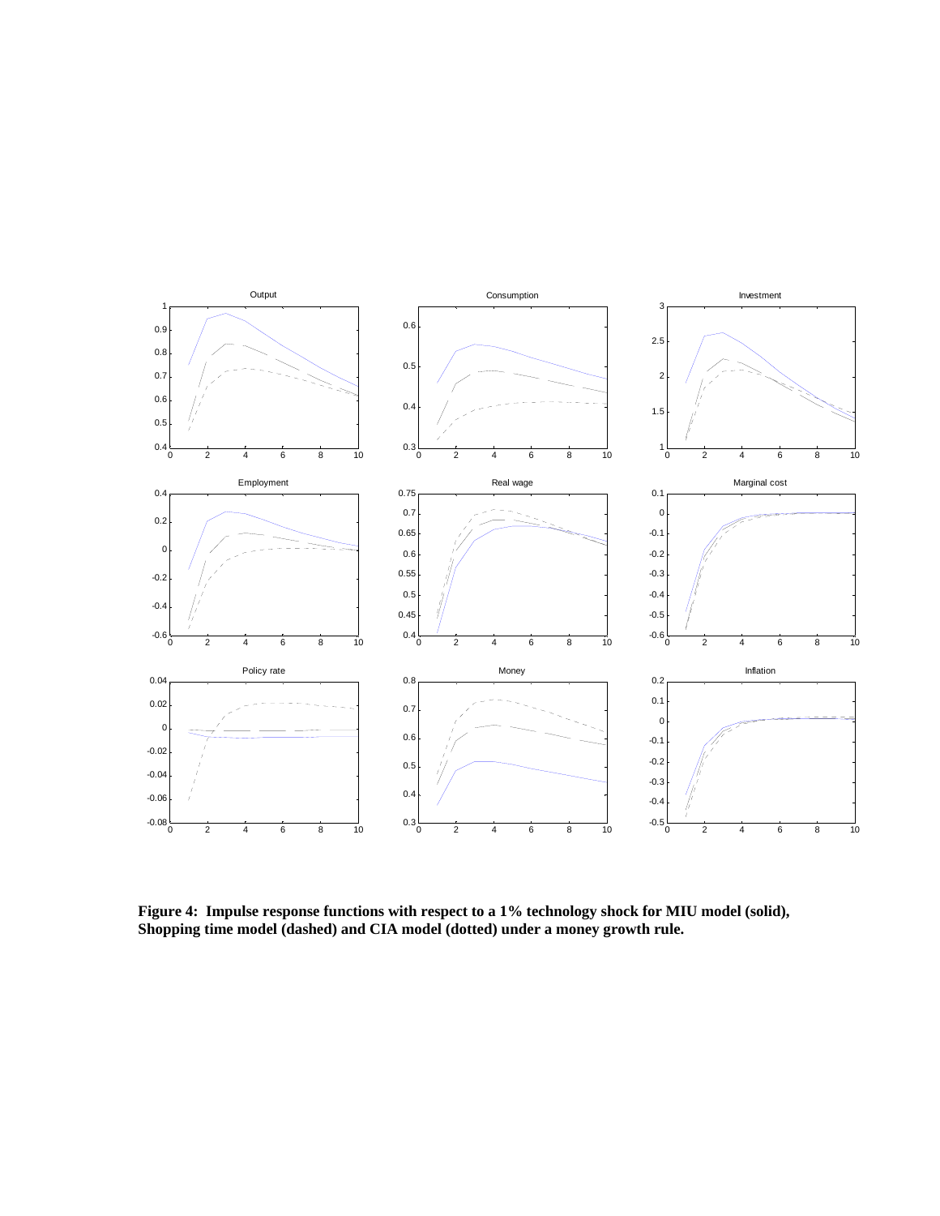Output

1
0.9
0.8
0.7
0.6
0.5
0.4

0 2 4 6 8 10

Consumption

0.6
0.5
0.4
0.3

0 2 4 6 8 10

Investment

3
2.5
2
1.5
1

0 2 4 6 8 10

Employment

0.4
0.2
0
-0.2
-0.4
-0.6

0 2 4 6 8 10

Real wage

0.75
0.7
0.65
0.6
0.55
0.5
0.45
0.4

0 2 4 6 8 10

Marginal cost

0.1
0
-0.1
-0.2
-0.3
-0.4
-0.5
-0.6

0 2 4 6 8 10

Policy rate

0.04
0.02
0
-0.02
-0.04
-0.06
-0.08

0 2 4 6 8 10

Money

0.8
0.7
0.6
0.5
0.4
0.3

0 2 4 6 8 10

Inflation

0.2
0.1
0
-0.1
-0.2
-0.3
-0.4
-0.5

0 2 4 6 8 10

**Figure 4: Impulse response functions with respect to a 1% technology shock for MIU model (solid), Shopping time model (dashed) and CIA model (dotted) under a money growth rule.**